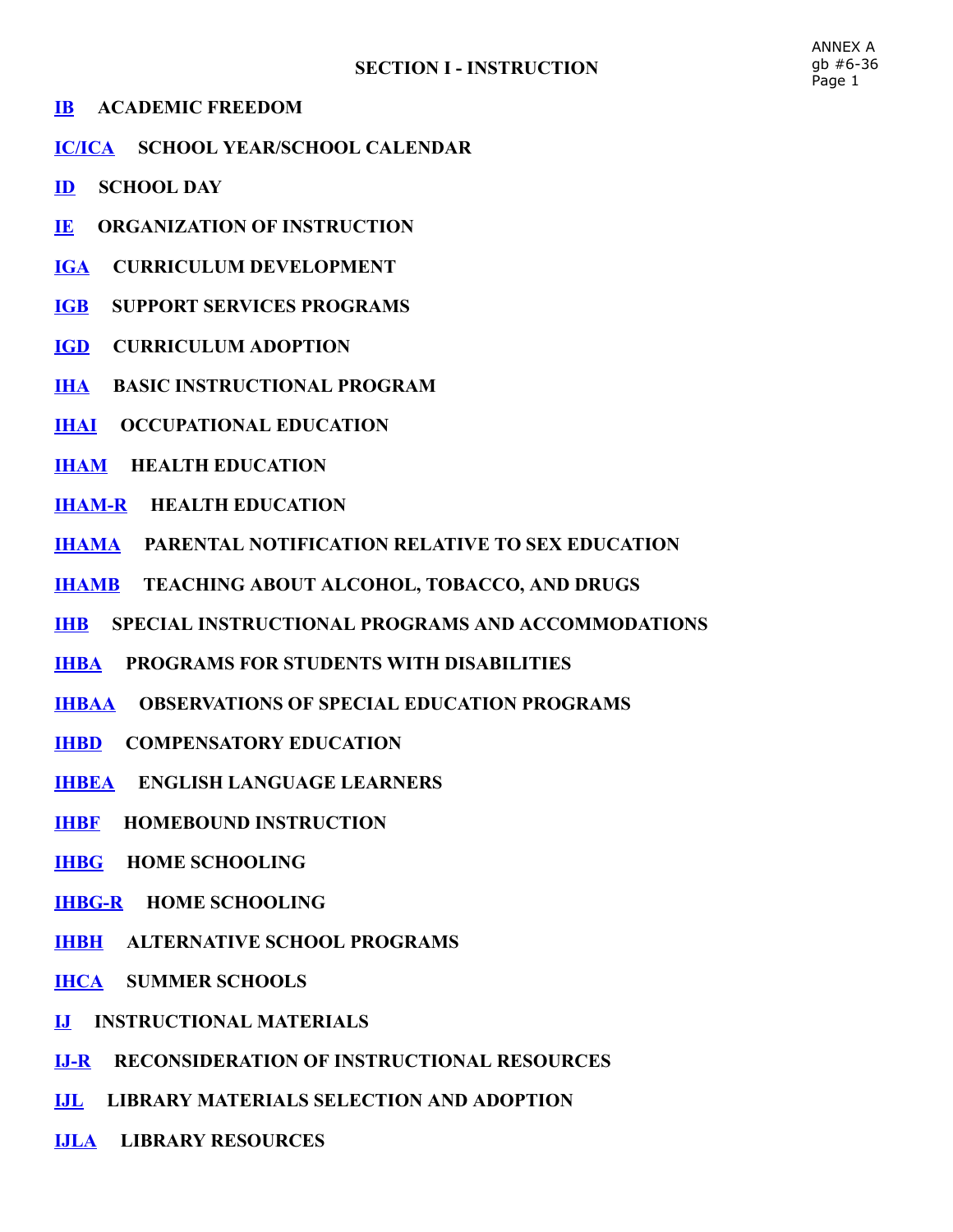ANNEX A
gb #6-36
Page 1

# SECTION I - INSTRUCTION

**IB** **ACADEMIC FREEDOM**

**IC/ICA** **SCHOOL YEAR/SCHOOL CALENDAR**

**ID** **SCHOOL DAY**

**IE** **ORGANIZATION OF INSTRUCTION**

**IGA** **CURRICULUM DEVELOPMENT**

**IGB** **SUPPORT SERVICES PROGRAMS**

**IGD** **CURRICULUM ADOPTION**

**IHA** **BASIC INSTRUCTIONAL PROGRAM**

**IHAI** **OCCUPATIONAL EDUCATION**

**IHAM** **HEALTH EDUCATION**

**IHAM-R** **HEALTH EDUCATION**

**IHAMA** **PARENTAL NOTIFICATION RELATIVE TO SEX EDUCATION**

**IHAMB** **TEACHING ABOUT ALCOHOL, TOBACCO, AND DRUGS**

**IHB** **SPECIAL INSTRUCTIONAL PROGRAMS AND ACCOMMODATIONS**

**IHBA** **PROGRAMS FOR STUDENTS WITH DISABILITIES**

**IHBAA** **OBSERVATIONS OF SPECIAL EDUCATION PROGRAMS**

**IHBD** **COMPENSATORY EDUCATION**

**IHBEA** **ENGLISH LANGUAGE LEARNERS**

**IHBF** **HOMEBOUND INSTRUCTION**

**IHBG** **HOME SCHOOLING**

**IHBG-R** **HOME SCHOOLING**

**IHBH** **ALTERNATIVE SCHOOL PROGRAMS**

**IHCA** **SUMMER SCHOOLS**

**IJ** **INSTRUCTIONAL MATERIALS**

**IJ-R** **RECONSIDERATION OF INSTRUCTIONAL RESOURCES**

**IJL** **LIBRARY MATERIALS SELECTION AND ADOPTION**

**IJLA** **LIBRARY RESOURCES**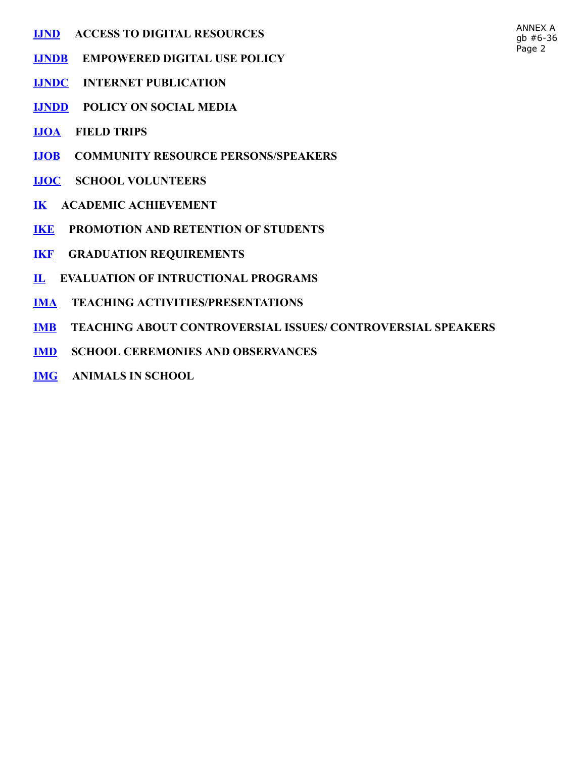**IJND** **ACCESS TO DIGITAL RESOURCES**

**IJNDB** **EMPOWERED DIGITAL USE POLICY**

**IJNDC** **INTERNET PUBLICATION**

**IJNDD** **POLICY ON SOCIAL MEDIA**

**IJOA** **FIELD TRIPS**

**IJOB** **COMMUNITY RESOURCE PERSONS/SPEAKERS**

**IJOC** **SCHOOL VOLUNTEERS**

**IK** **ACADEMIC ACHIEVEMENT**

**IKE** **PROMOTION AND RETENTION OF STUDENTS**

**IKF** **GRADUATION REQUIREMENTS**

**IL** **EVALUATION OF INTRUCTIONAL PROGRAMS**

**IMA** **TEACHING ACTIVITIES/PRESENTATIONS**

**IMB** **TEACHING ABOUT CONTROVERSIAL ISSUES/ CONTROVERSIAL SPEAKERS**

**IMD** **SCHOOL CEREMONIES AND OBSERVANCES**

**IMG** **ANIMALS IN SCHOOL**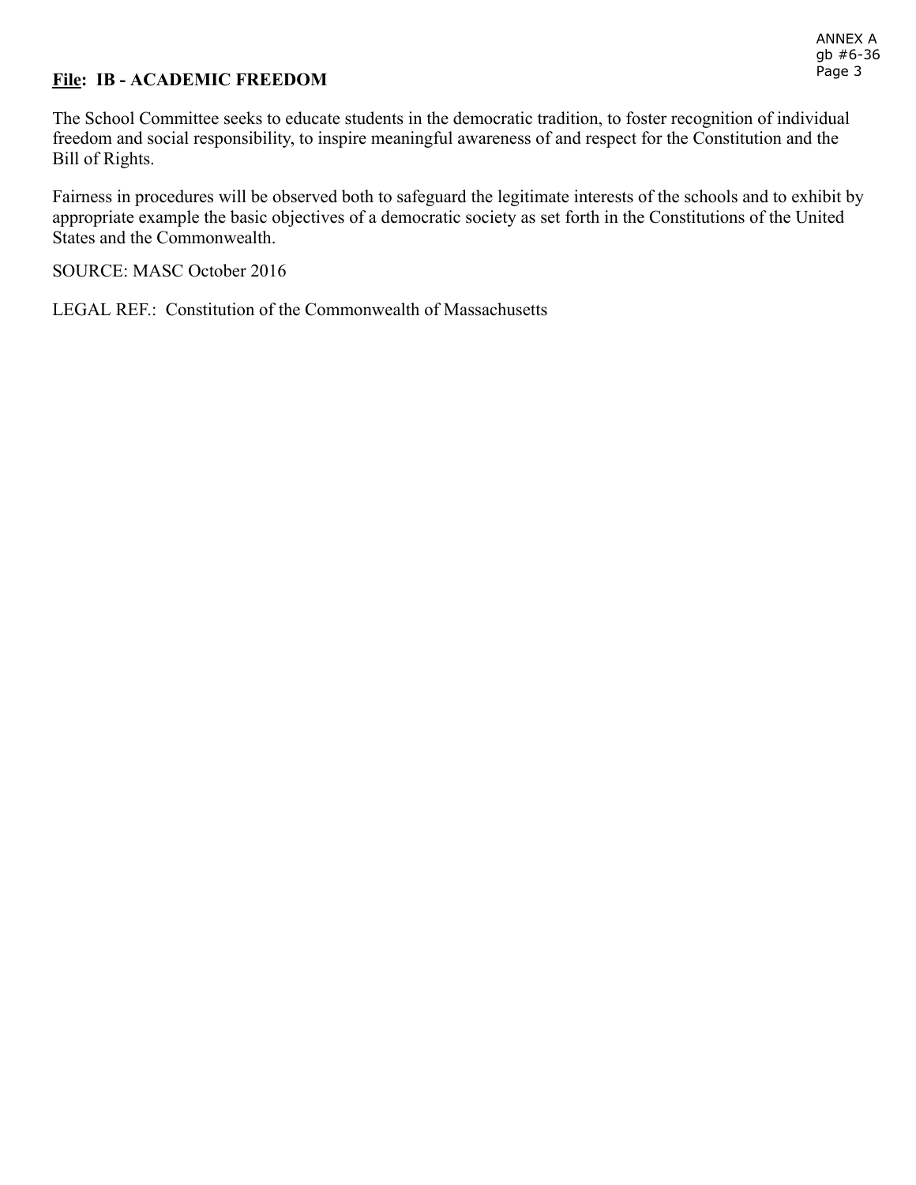**File: IB - ACADEMIC FREEDOM**

The School Committee seeks to educate students in the democratic tradition, to foster recognition of individual freedom and social responsibility, to inspire meaningful awareness of and respect for the Constitution and the Bill of Rights.

Fairness in procedures will be observed both to safeguard the legitimate interests of the schools and to exhibit by appropriate example the basic objectives of a democratic society as set forth in the Constitutions of the United States and the Commonwealth.

SOURCE: MASC October 2016

LEGAL REF.: Constitution of the Commonwealth of Massachusetts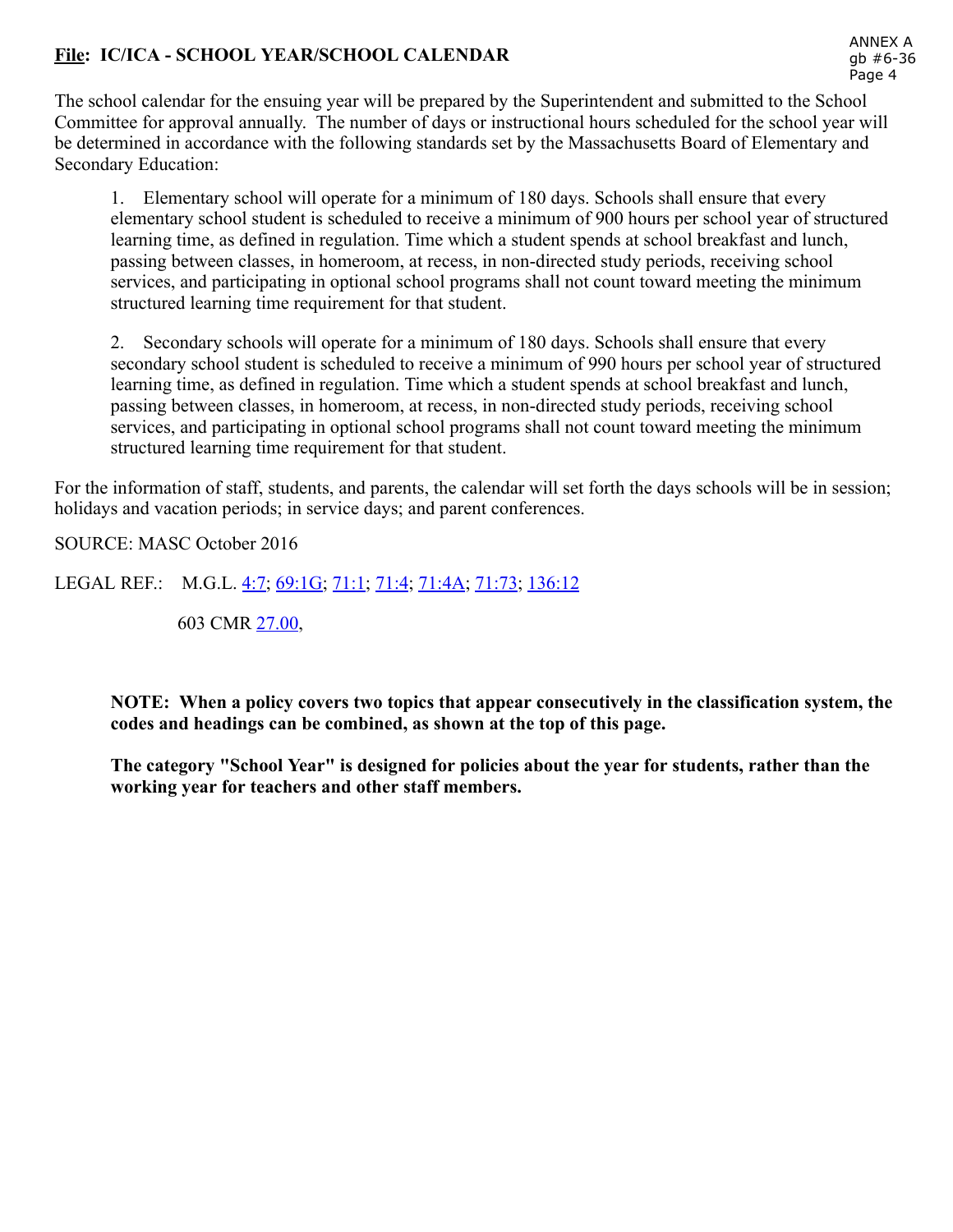**File: IC/ICA - SCHOOL YEAR/SCHOOL CALENDAR**

The school calendar for the ensuing year will be prepared by the Superintendent and submitted to the School Committee for approval annually. The number of days or instructional hours scheduled for the school year will be determined in accordance with the following standards set by the Massachusetts Board of Elementary and Secondary Education:

1. Elementary school will operate for a minimum of 180 days. Schools shall ensure that every elementary school student is scheduled to receive a minimum of 900 hours per school year of structured learning time, as defined in regulation. Time which a student spends at school breakfast and lunch, passing between classes, in homeroom, at recess, in non-directed study periods, receiving school services, and participating in optional school programs shall not count toward meeting the minimum structured learning time requirement for that student.

2. Secondary schools will operate for a minimum of 180 days. Schools shall ensure that every secondary school student is scheduled to receive a minimum of 990 hours per school year of structured learning time, as defined in regulation. Time which a student spends at school breakfast and lunch, passing between classes, in homeroom, at recess, in non-directed study periods, receiving school services, and participating in optional school programs shall not count toward meeting the minimum structured learning time requirement for that student.

For the information of staff, students, and parents, the calendar will set forth the days schools will be in session; holidays and vacation periods; in service days; and parent conferences.

SOURCE: MASC October 2016

LEGAL REF.: M.G.L. 4:7; 69:1G; 71:1; 71:4; 71:4A; 71:73; 136:12

603 CMR 27.00,

**NOTE: When a policy covers two topics that appear consecutively in the classification system, the codes and headings can be combined, as shown at the top of this page.**

**The category "School Year" is designed for policies about the year for students, rather than the working year for teachers and other staff members.**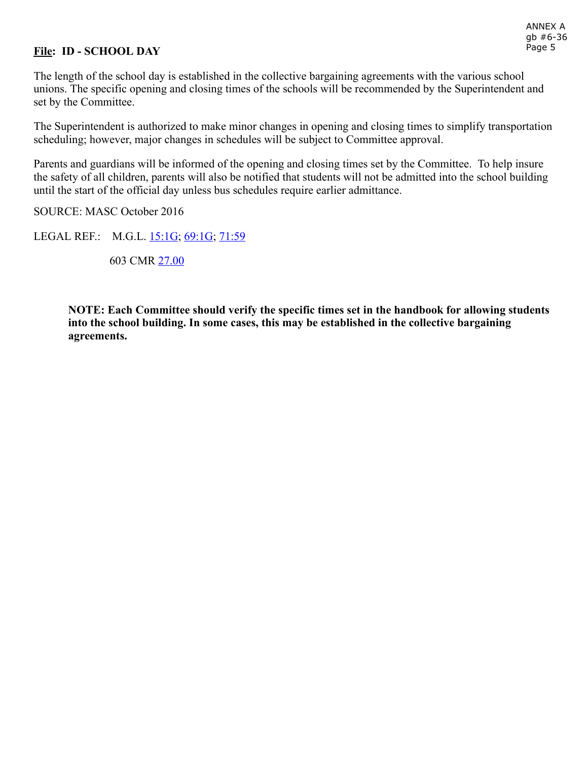**File: ID - SCHOOL DAY**

The length of the school day is established in the collective bargaining agreements with the various school unions. The specific opening and closing times of the schools will be recommended by the Superintendent and set by the Committee.

The Superintendent is authorized to make minor changes in opening and closing times to simplify transportation scheduling; however, major changes in schedules will be subject to Committee approval.

Parents and guardians will be informed of the opening and closing times set by the Committee.  To help insure the safety of all children, parents will also be notified that students will not be admitted into the school building until the start of the official day unless bus schedules require earlier admittance.

SOURCE: MASC October 2016

LEGAL REF.:    M.G.L. 15:1G; 69:1G; 71:59

603 CMR 27.00

**NOTE: Each Committee should verify the specific times set in the handbook for allowing students into the school building. In some cases, this may be established in the collective bargaining agreements.**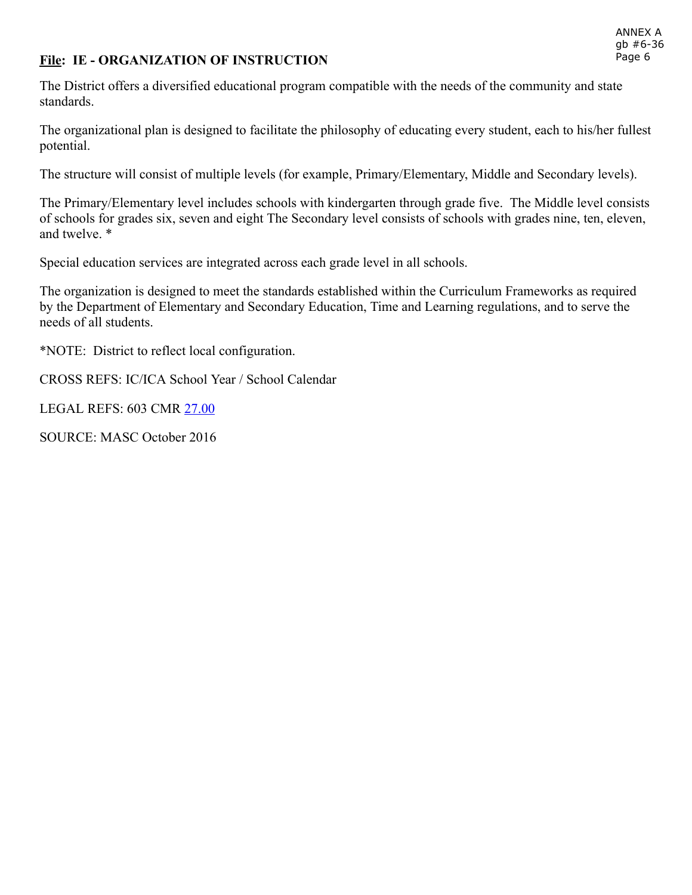**File: IE - ORGANIZATION OF INSTRUCTION**

The District offers a diversified educational program compatible with the needs of the community and state standards.

The organizational plan is designed to facilitate the philosophy of educating every student, each to his/her fullest potential.

The structure will consist of multiple levels (for example, Primary/Elementary, Middle and Secondary levels).

The Primary/Elementary level includes schools with kindergarten through grade five.  The Middle level consists of schools for grades six, seven and eight The Secondary level consists of schools with grades nine, ten, eleven, and twelve. *

Special education services are integrated across each grade level in all schools.

The organization is designed to meet the standards established within the Curriculum Frameworks as required by the Department of Elementary and Secondary Education, Time and Learning regulations, and to serve the needs of all students.

*NOTE:  District to reflect local configuration.

CROSS REFS: IC/ICA School Year / School Calendar

LEGAL REFS: 603 CMR 27.00

SOURCE: MASC October 2016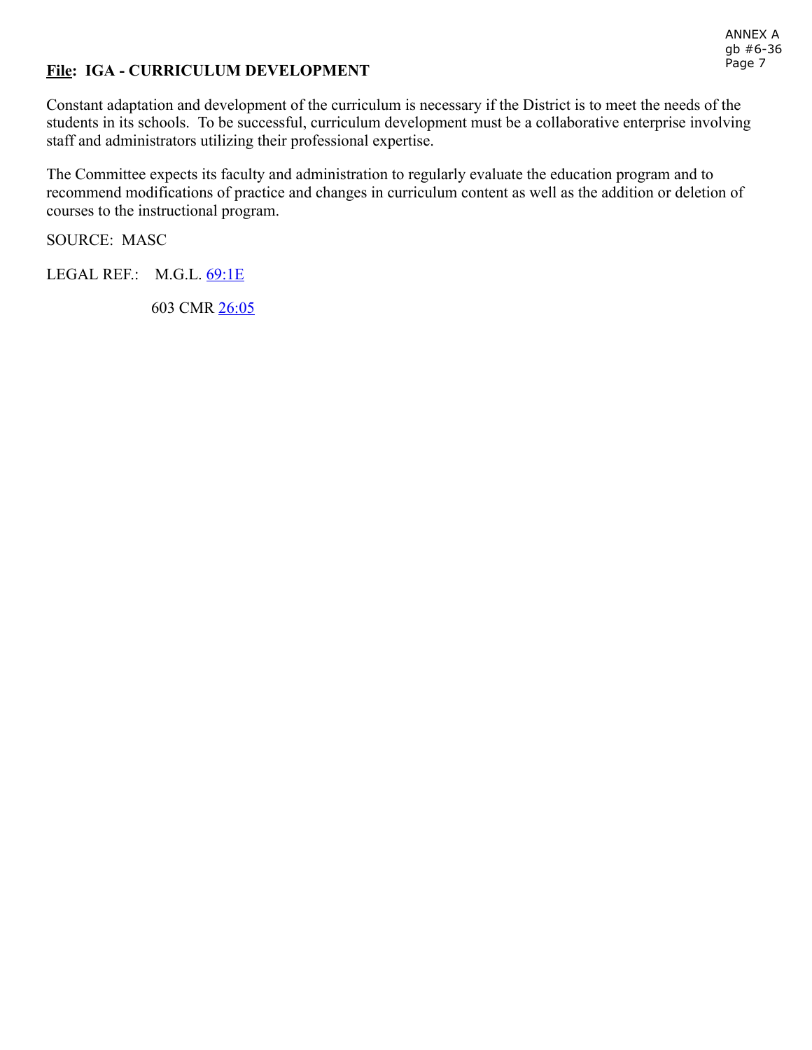**File: IGA - CURRICULUM DEVELOPMENT**

Constant adaptation and development of the curriculum is necessary if the District is to meet the needs of the students in its schools. To be successful, curriculum development must be a collaborative enterprise involving staff and administrators utilizing their professional expertise.

The Committee expects its faculty and administration to regularly evaluate the education program and to recommend modifications of practice and changes in curriculum content as well as the addition or deletion of courses to the instructional program.

SOURCE: MASC

LEGAL REF.: M.G.L. 69:1E

603 CMR 26:05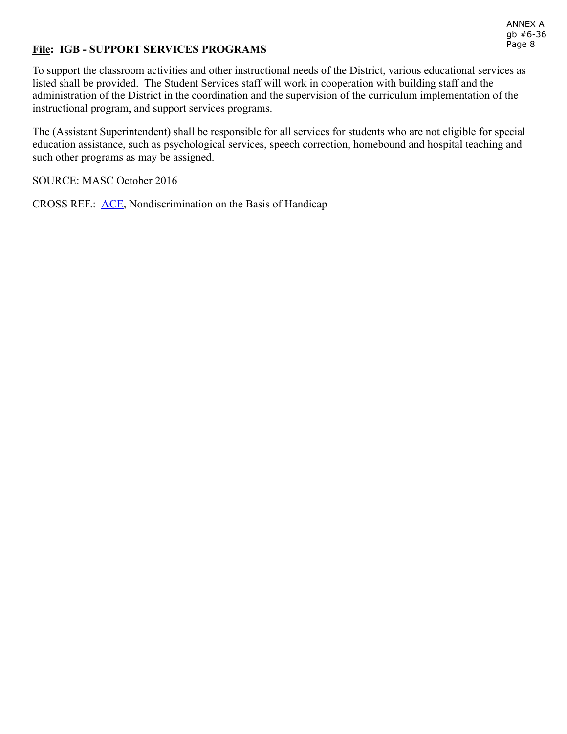**File: IGB - SUPPORT SERVICES PROGRAMS**

To support the classroom activities and other instructional needs of the District, various educational services as listed shall be provided. The Student Services staff will work in cooperation with building staff and the administration of the District in the coordination and the supervision of the curriculum implementation of the instructional program, and support services programs.

The (Assistant Superintendent) shall be responsible for all services for students who are not eligible for special education assistance, such as psychological services, speech correction, homebound and hospital teaching and such other programs as may be assigned.

SOURCE: MASC October 2016

CROSS REF.: ACE, Nondiscrimination on the Basis of Handicap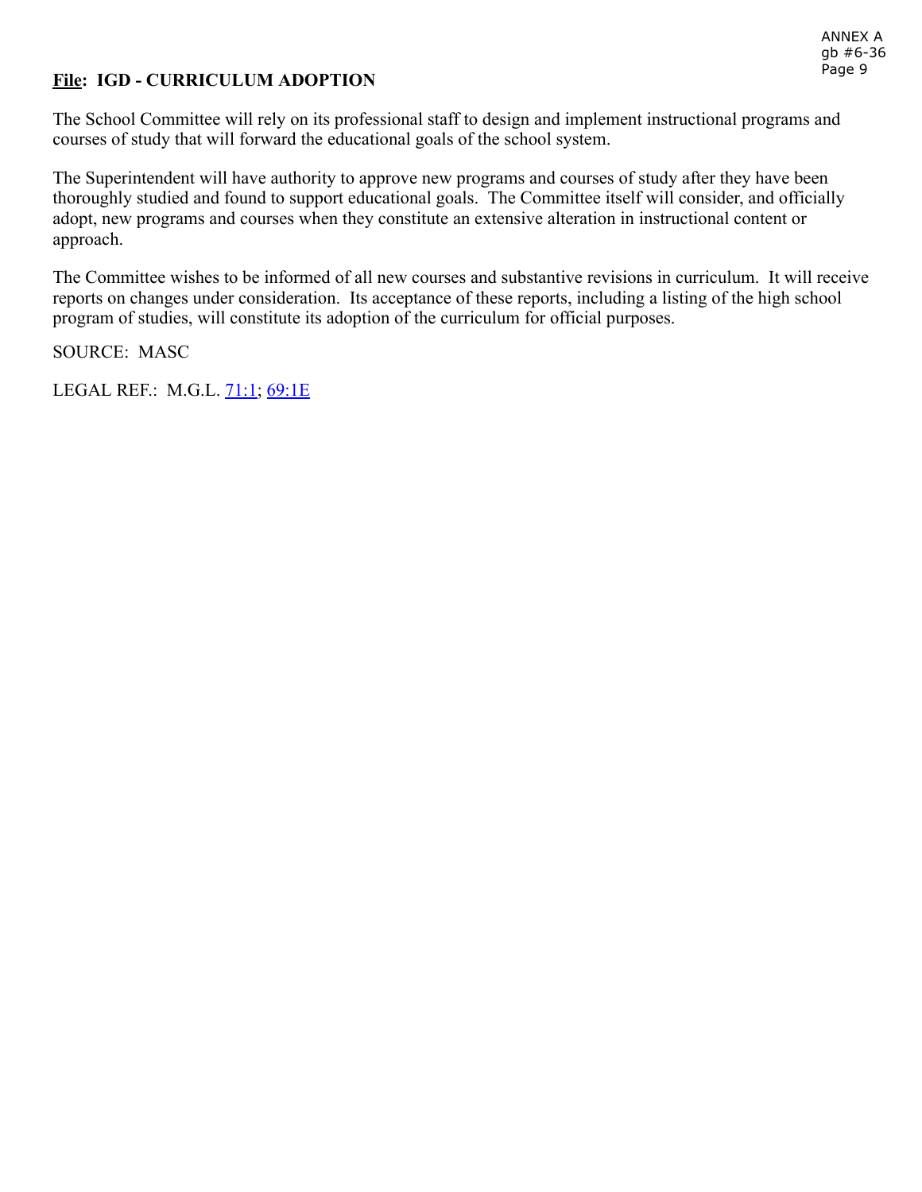**File: IGD - CURRICULUM ADOPTION**

The School Committee will rely on its professional staff to design and implement instructional programs and courses of study that will forward the educational goals of the school system.

The Superintendent will have authority to approve new programs and courses of study after they have been thoroughly studied and found to support educational goals. The Committee itself will consider, and officially adopt, new programs and courses when they constitute an extensive alteration in instructional content or approach.

The Committee wishes to be informed of all new courses and substantive revisions in curriculum. It will receive reports on changes under consideration. Its acceptance of these reports, including a listing of the high school program of studies, will constitute its adoption of the curriculum for official purposes.

SOURCE: MASC

LEGAL REF.: M.G.L. 71:1; 69:1E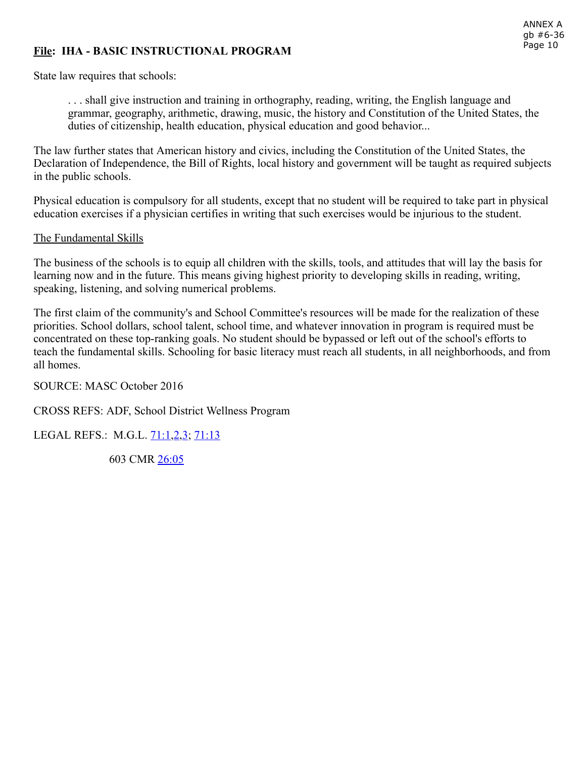**File: IHA - BASIC INSTRUCTIONAL PROGRAM**

State law requires that schools:

> . . . shall give instruction and training in orthography, reading, writing, the English language and grammar, geography, arithmetic, drawing, music, the history and Constitution of the United States, the duties of citizenship, health education, physical education and good behavior...

The law further states that American history and civics, including the Constitution of the United States, the Declaration of Independence, the Bill of Rights, local history and government will be taught as required subjects in the public schools.

Physical education is compulsory for all students, except that no student will be required to take part in physical education exercises if a physician certifies in writing that such exercises would be injurious to the student.

The Fundamental Skills

The business of the schools is to equip all children with the skills, tools, and attitudes that will lay the basis for learning now and in the future. This means giving highest priority to developing skills in reading, writing, speaking, listening, and solving numerical problems.

The first claim of the community's and School Committee's resources will be made for the realization of these priorities. School dollars, school talent, school time, and whatever innovation in program is required must be concentrated on these top-ranking goals. No student should be bypassed or left out of the school's efforts to teach the fundamental skills. Schooling for basic literacy must reach all students, in all neighborhoods, and from all homes.

SOURCE: MASC October 2016

CROSS REFS: ADF, School District Wellness Program

LEGAL REFS.: M.G.L. 71:1,2,3; 71:13

603 CMR 26:05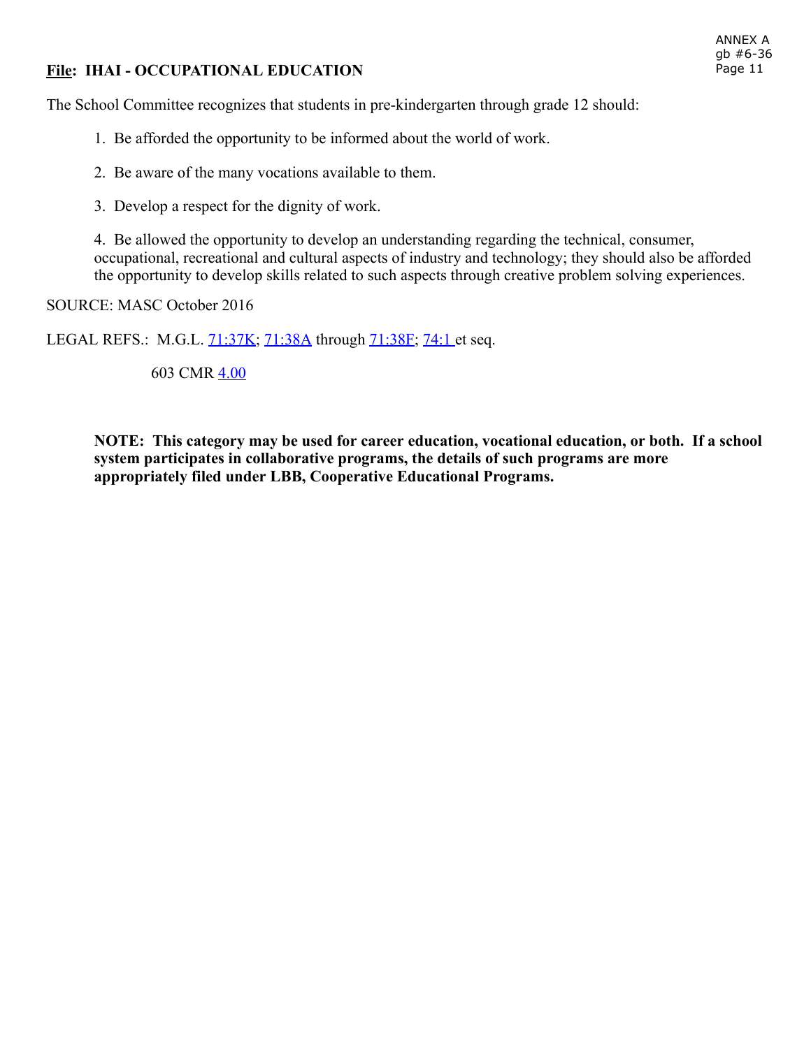**File: IHAI - OCCUPATIONAL EDUCATION**

The School Committee recognizes that students in pre-kindergarten through grade 12 should:

1. Be afforded the opportunity to be informed about the world of work.

2. Be aware of the many vocations available to them.

3. Develop a respect for the dignity of work.

4. Be allowed the opportunity to develop an understanding regarding the technical, consumer, occupational, recreational and cultural aspects of industry and technology; they should also be afforded the opportunity to develop skills related to such aspects through creative problem solving experiences.

SOURCE: MASC October 2016

LEGAL REFS.: M.G.L. 71:37K; 71:38A through 71:38F; 74:1 et seq.

603 CMR 4.00

**NOTE: This category may be used for career education, vocational education, or both. If a school system participates in collaborative programs, the details of such programs are more appropriately filed under LBB, Cooperative Educational Programs.**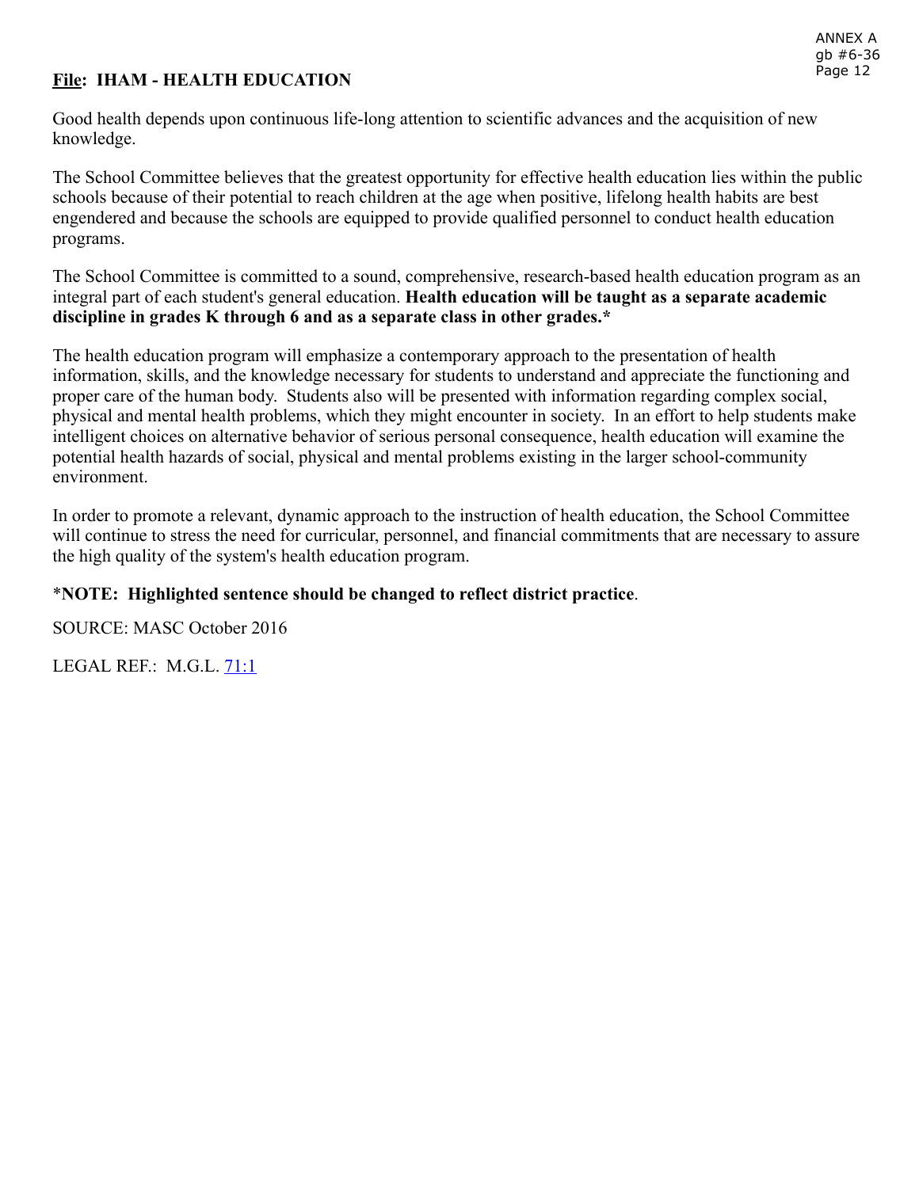**<u>File</u>: IHAM - HEALTH EDUCATION**

Good health depends upon continuous life-long attention to scientific advances and the acquisition of new knowledge.

The School Committee believes that the greatest opportunity for effective health education lies within the public schools because of their potential to reach children at the age when positive, lifelong health habits are best engendered and because the schools are equipped to provide qualified personnel to conduct health education programs.

The School Committee is committed to a sound, comprehensive, research-based health education program as an integral part of each student's general education. **Health education will be taught as a separate academic discipline in grades K through 6 and as a separate class in other grades.***

The health education program will emphasize a contemporary approach to the presentation of health information, skills, and the knowledge necessary for students to understand and appreciate the functioning and proper care of the human body. Students also will be presented with information regarding complex social, physical and mental health problems, which they might encounter in society. In an effort to help students make intelligent choices on alternative behavior of serious personal consequence, health education will examine the potential health hazards of social, physical and mental problems existing in the larger school-community environment.

In order to promote a relevant, dynamic approach to the instruction of health education, the School Committee will continue to stress the need for curricular, personnel, and financial commitments that are necessary to assure the high quality of the system's health education program.

***NOTE: Highlighted sentence should be changed to reflect district practice**.

SOURCE: MASC October 2016

LEGAL REF.: M.G.L. 71:1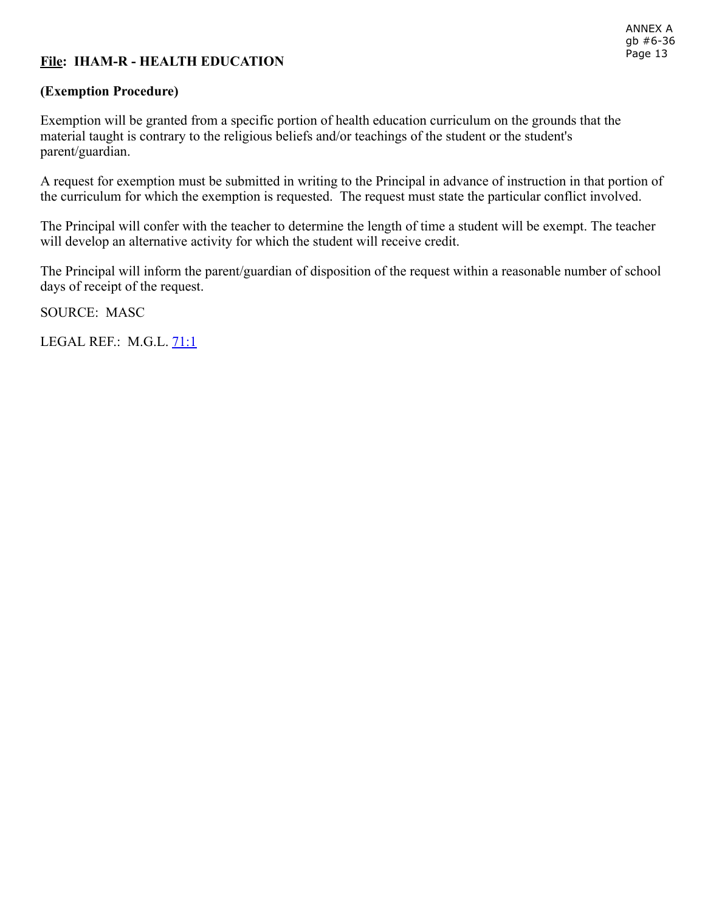**File: IHAM-R - HEALTH EDUCATION**

**(Exemption Procedure)**

Exemption will be granted from a specific portion of health education curriculum on the grounds that the material taught is contrary to the religious beliefs and/or teachings of the student or the student's parent/guardian.

A request for exemption must be submitted in writing to the Principal in advance of instruction in that portion of the curriculum for which the exemption is requested. The request must state the particular conflict involved.

The Principal will confer with the teacher to determine the length of time a student will be exempt. The teacher will develop an alternative activity for which the student will receive credit.

The Principal will inform the parent/guardian of disposition of the request within a reasonable number of school days of receipt of the request.

SOURCE: MASC

LEGAL REF.: M.G.L. 71:1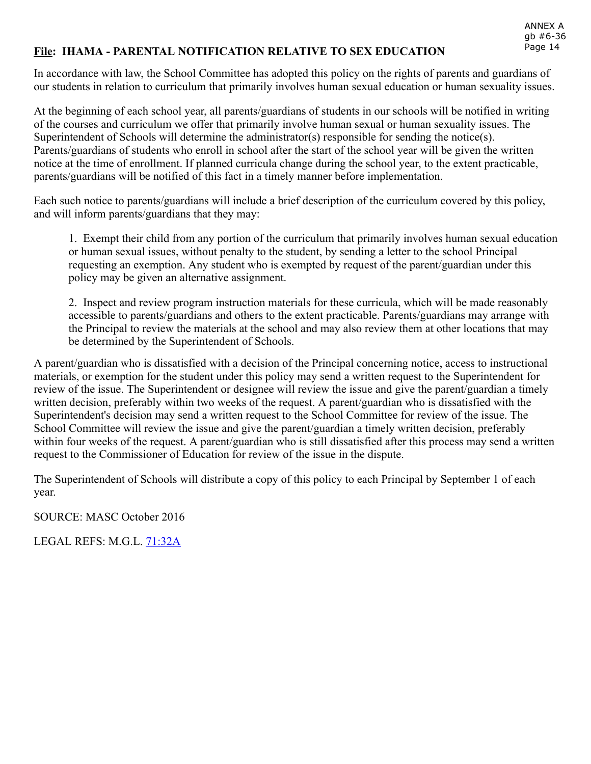## **File: IHAMA - PARENTAL NOTIFICATION RELATIVE TO SEX EDUCATION**

In accordance with law, the School Committee has adopted this policy on the rights of parents and guardians of our students in relation to curriculum that primarily involves human sexual education or human sexuality issues.

At the beginning of each school year, all parents/guardians of students in our schools will be notified in writing of the courses and curriculum we offer that primarily involve human sexual or human sexuality issues. The Superintendent of Schools will determine the administrator(s) responsible for sending the notice(s). Parents/guardians of students who enroll in school after the start of the school year will be given the written notice at the time of enrollment. If planned curricula change during the school year, to the extent practicable, parents/guardians will be notified of this fact in a timely manner before implementation.

Each such notice to parents/guardians will include a brief description of the curriculum covered by this policy, and will inform parents/guardians that they may:

1. Exempt their child from any portion of the curriculum that primarily involves human sexual education or human sexual issues, without penalty to the student, by sending a letter to the school Principal requesting an exemption. Any student who is exempted by request of the parent/guardian under this policy may be given an alternative assignment.

2. Inspect and review program instruction materials for these curricula, which will be made reasonably accessible to parents/guardians and others to the extent practicable. Parents/guardians may arrange with the Principal to review the materials at the school and may also review them at other locations that may be determined by the Superintendent of Schools.

A parent/guardian who is dissatisfied with a decision of the Principal concerning notice, access to instructional materials, or exemption for the student under this policy may send a written request to the Superintendent for review of the issue. The Superintendent or designee will review the issue and give the parent/guardian a timely written decision, preferably within two weeks of the request. A parent/guardian who is dissatisfied with the Superintendent's decision may send a written request to the School Committee for review of the issue. The School Committee will review the issue and give the parent/guardian a timely written decision, preferably within four weeks of the request. A parent/guardian who is still dissatisfied after this process may send a written request to the Commissioner of Education for review of the issue in the dispute.

The Superintendent of Schools will distribute a copy of this policy to each Principal by September 1 of each year.

SOURCE: MASC October 2016

LEGAL REFS: M.G.L. 71:32A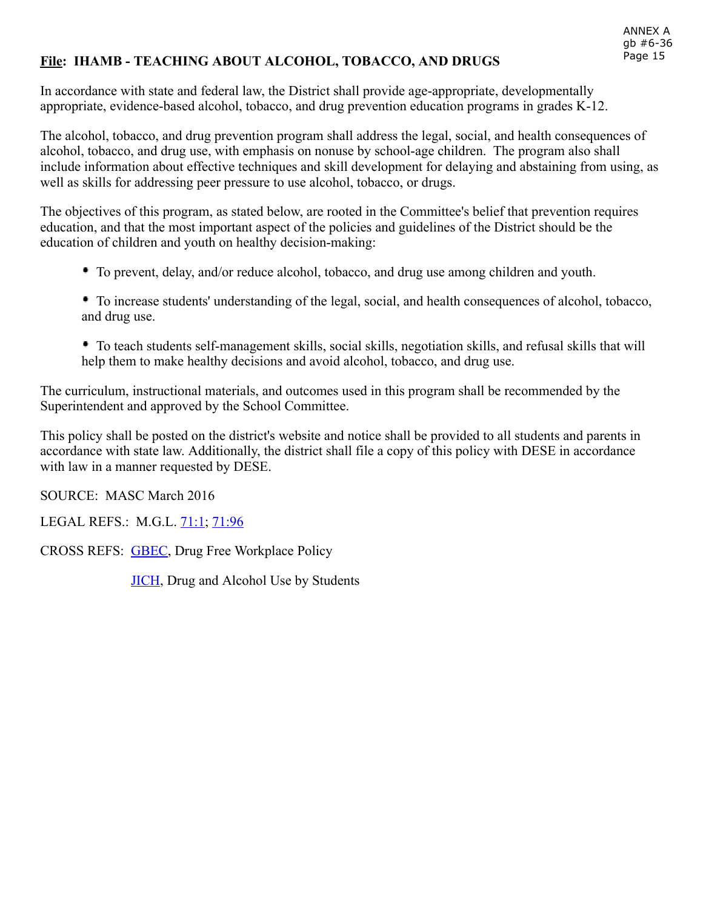## **File**: IHAMB - TEACHING ABOUT ALCOHOL, TOBACCO, AND DRUGS

In accordance with state and federal law, the District shall provide age-appropriate, developmentally appropriate, evidence-based alcohol, tobacco, and drug prevention education programs in grades K-12.

The alcohol, tobacco, and drug prevention program shall address the legal, social, and health consequences of alcohol, tobacco, and drug use, with emphasis on nonuse by school-age children. The program also shall include information about effective techniques and skill development for delaying and abstaining from using, as well as skills for addressing peer pressure to use alcohol, tobacco, or drugs.

The objectives of this program, as stated below, are rooted in the Committee's belief that prevention requires education, and that the most important aspect of the policies and guidelines of the District should be the education of children and youth on healthy decision-making:

- To prevent, delay, and/or reduce alcohol, tobacco, and drug use among children and youth.
- To increase students' understanding of the legal, social, and health consequences of alcohol, tobacco, and drug use.
- To teach students self-management skills, social skills, negotiation skills, and refusal skills that will help them to make healthy decisions and avoid alcohol, tobacco, and drug use.

The curriculum, instructional materials, and outcomes used in this program shall be recommended by the Superintendent and approved by the School Committee.

This policy shall be posted on the district's website and notice shall be provided to all students and parents in accordance with state law. Additionally, the district shall file a copy of this policy with DESE in accordance with law in a manner requested by DESE.

SOURCE: MASC March 2016

LEGAL REFS.: M.G.L. 71:1; 71:96

CROSS REFS: GBEC, Drug Free Workplace Policy

JICH, Drug and Alcohol Use by Students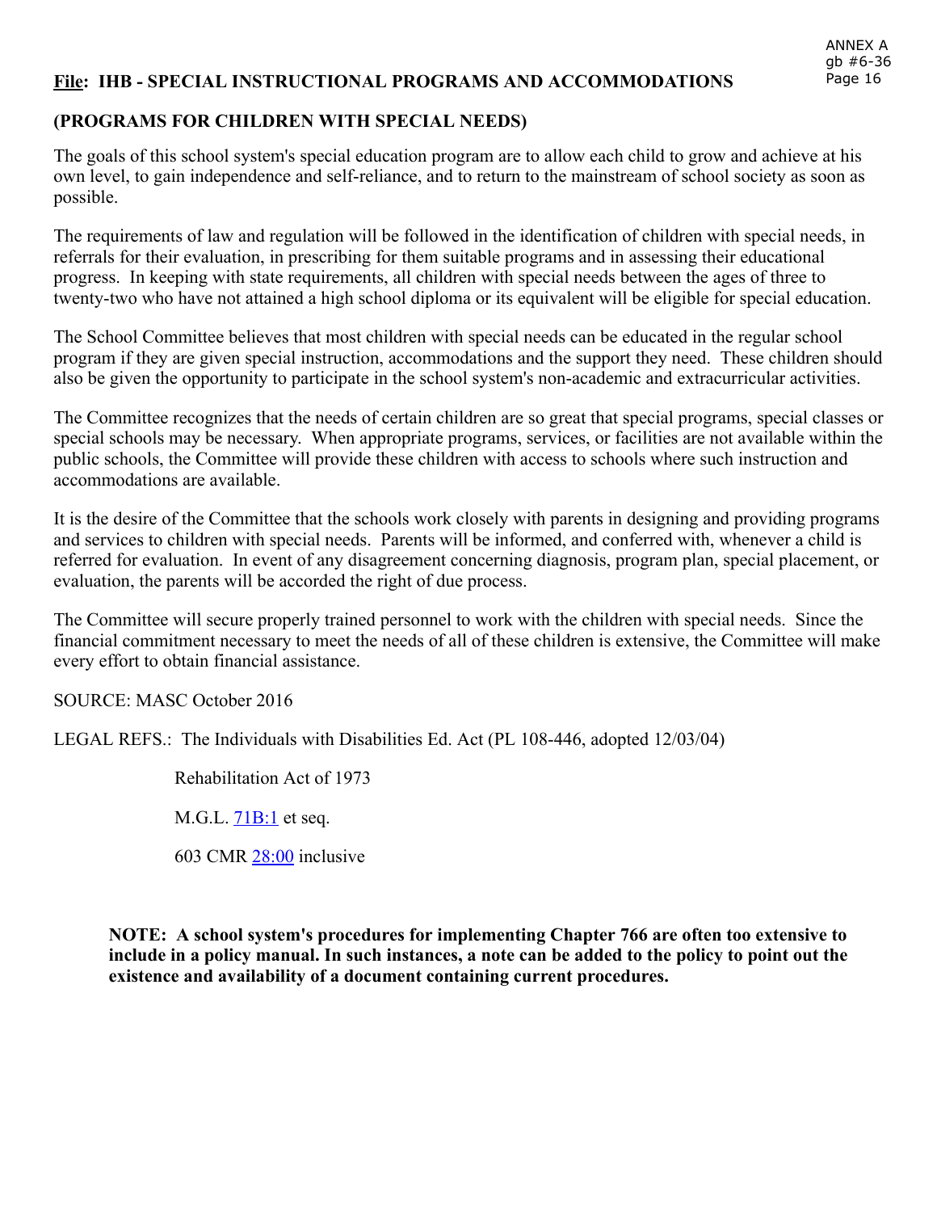**File: IHB - SPECIAL INSTRUCTIONAL PROGRAMS AND ACCOMMODATIONS**

**(PROGRAMS FOR CHILDREN WITH SPECIAL NEEDS)**

The goals of this school system's special education program are to allow each child to grow and achieve at his own level, to gain independence and self-reliance, and to return to the mainstream of school society as soon as possible.

The requirements of law and regulation will be followed in the identification of children with special needs, in referrals for their evaluation, in prescribing for them suitable programs and in assessing their educational progress. In keeping with state requirements, all children with special needs between the ages of three to twenty-two who have not attained a high school diploma or its equivalent will be eligible for special education.

The School Committee believes that most children with special needs can be educated in the regular school program if they are given special instruction, accommodations and the support they need. These children should also be given the opportunity to participate in the school system's non-academic and extracurricular activities.

The Committee recognizes that the needs of certain children are so great that special programs, special classes or special schools may be necessary. When appropriate programs, services, or facilities are not available within the public schools, the Committee will provide these children with access to schools where such instruction and accommodations are available.

It is the desire of the Committee that the schools work closely with parents in designing and providing programs and services to children with special needs. Parents will be informed, and conferred with, whenever a child is referred for evaluation. In event of any disagreement concerning diagnosis, program plan, special placement, or evaluation, the parents will be accorded the right of due process.

The Committee will secure properly trained personnel to work with the children with special needs. Since the financial commitment necessary to meet the needs of all of these children is extensive, the Committee will make every effort to obtain financial assistance.

SOURCE: MASC October 2016

LEGAL REFS.: The Individuals with Disabilities Ed. Act (PL 108-446, adopted 12/03/04)

Rehabilitation Act of 1973

M.G.L. 71B:1 et seq.

603 CMR 28:00 inclusive

**NOTE: A school system's procedures for implementing Chapter 766 are often too extensive to include in a policy manual. In such instances, a note can be added to the policy to point out the existence and availability of a document containing current procedures.**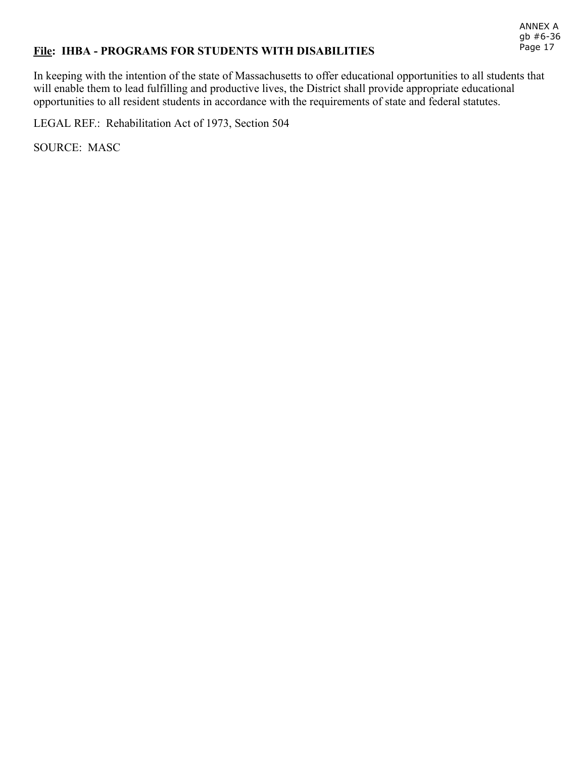**<u>File</u>: IHBA - PROGRAMS FOR STUDENTS WITH DISABILITIES**

In keeping with the intention of the state of Massachusetts to offer educational opportunities to all students that will enable them to lead fulfilling and productive lives, the District shall provide appropriate educational opportunities to all resident students in accordance with the requirements of state and federal statutes.

LEGAL REF.: Rehabilitation Act of 1973, Section 504

SOURCE: MASC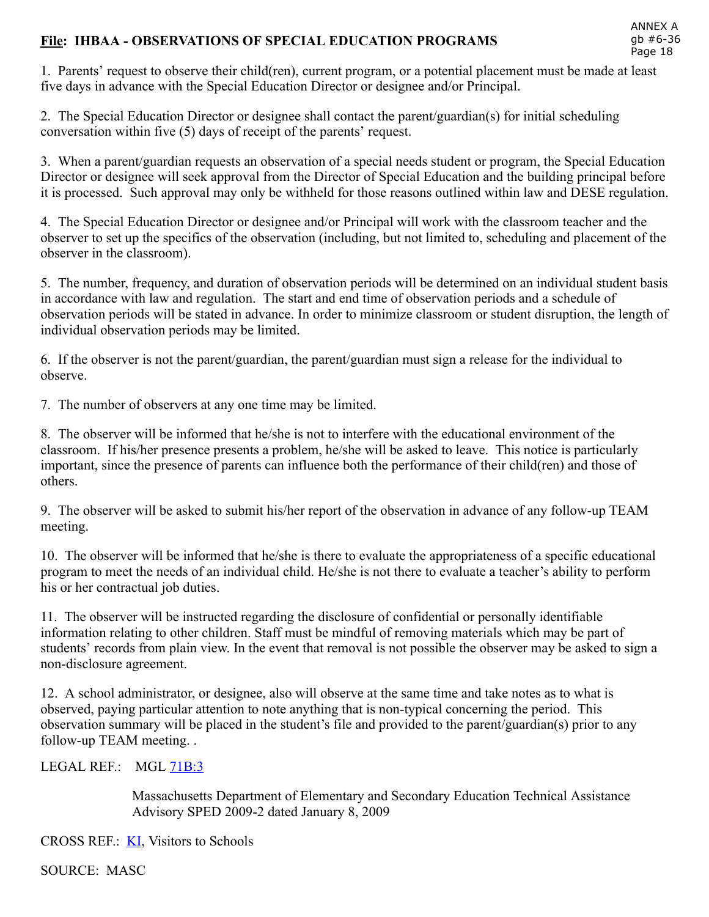## **File**: IHBAA - OBSERVATIONS OF SPECIAL EDUCATION PROGRAMS

1. Parents' request to observe their child(ren), current program, or a potential placement must be made at least five days in advance with the Special Education Director or designee and/or Principal.

2. The Special Education Director or designee shall contact the parent/guardian(s) for initial scheduling conversation within five (5) days of receipt of the parents' request.

3. When a parent/guardian requests an observation of a special needs student or program, the Special Education Director or designee will seek approval from the Director of Special Education and the building principal before it is processed. Such approval may only be withheld for those reasons outlined within law and DESE regulation.

4. The Special Education Director or designee and/or Principal will work with the classroom teacher and the observer to set up the specifics of the observation (including, but not limited to, scheduling and placement of the observer in the classroom).

5. The number, frequency, and duration of observation periods will be determined on an individual student basis in accordance with law and regulation. The start and end time of observation periods and a schedule of observation periods will be stated in advance. In order to minimize classroom or student disruption, the length of individual observation periods may be limited.

6. If the observer is not the parent/guardian, the parent/guardian must sign a release for the individual to observe.

7. The number of observers at any one time may be limited.

8. The observer will be informed that he/she is not to interfere with the educational environment of the classroom. If his/her presence presents a problem, he/she will be asked to leave. This notice is particularly important, since the presence of parents can influence both the performance of their child(ren) and those of others.

9. The observer will be asked to submit his/her report of the observation in advance of any follow-up TEAM meeting.

10. The observer will be informed that he/she is there to evaluate the appropriateness of a specific educational program to meet the needs of an individual child. He/she is not there to evaluate a teacher's ability to perform his or her contractual job duties.

11. The observer will be instructed regarding the disclosure of confidential or personally identifiable information relating to other children. Staff must be mindful of removing materials which may be part of students' records from plain view. In the event that removal is not possible the observer may be asked to sign a non-disclosure agreement.

12. A school administrator, or designee, also will observe at the same time and take notes as to what is observed, paying particular attention to note anything that is non-typical concerning the period. This observation summary will be placed in the student's file and provided to the parent/guardian(s) prior to any follow-up TEAM meeting. .

LEGAL REF.: MGL 71B:3

Massachusetts Department of Elementary and Secondary Education Technical Assistance Advisory SPED 2009-2 dated January 8, 2009

CROSS REF.: KI, Visitors to Schools

SOURCE: MASC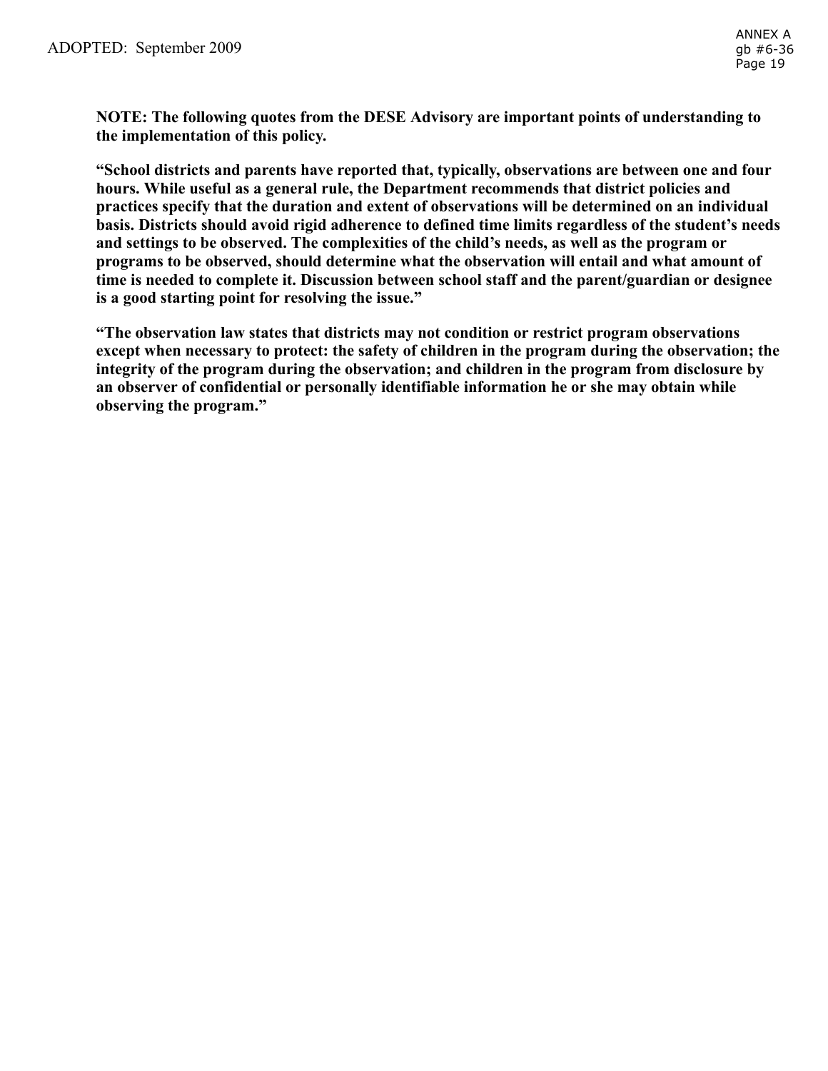**NOTE: The following quotes from the DESE Advisory are important points of understanding to the implementation of this policy.**

**"School districts and parents have reported that, typically, observations are between one and four hours. While useful as a general rule, the Department recommends that district policies and practices specify that the duration and extent of observations will be determined on an individual basis. Districts should avoid rigid adherence to defined time limits regardless of the student's needs and settings to be observed. The complexities of the child's needs, as well as the program or programs to be observed, should determine what the observation will entail and what amount of time is needed to complete it. Discussion between school staff and the parent/guardian or designee is a good starting point for resolving the issue."**

**"The observation law states that districts may not condition or restrict program observations except when necessary to protect: the safety of children in the program during the observation; the integrity of the program during the observation; and children in the program from disclosure by an observer of confidential or personally identifiable information he or she may obtain while observing the program."**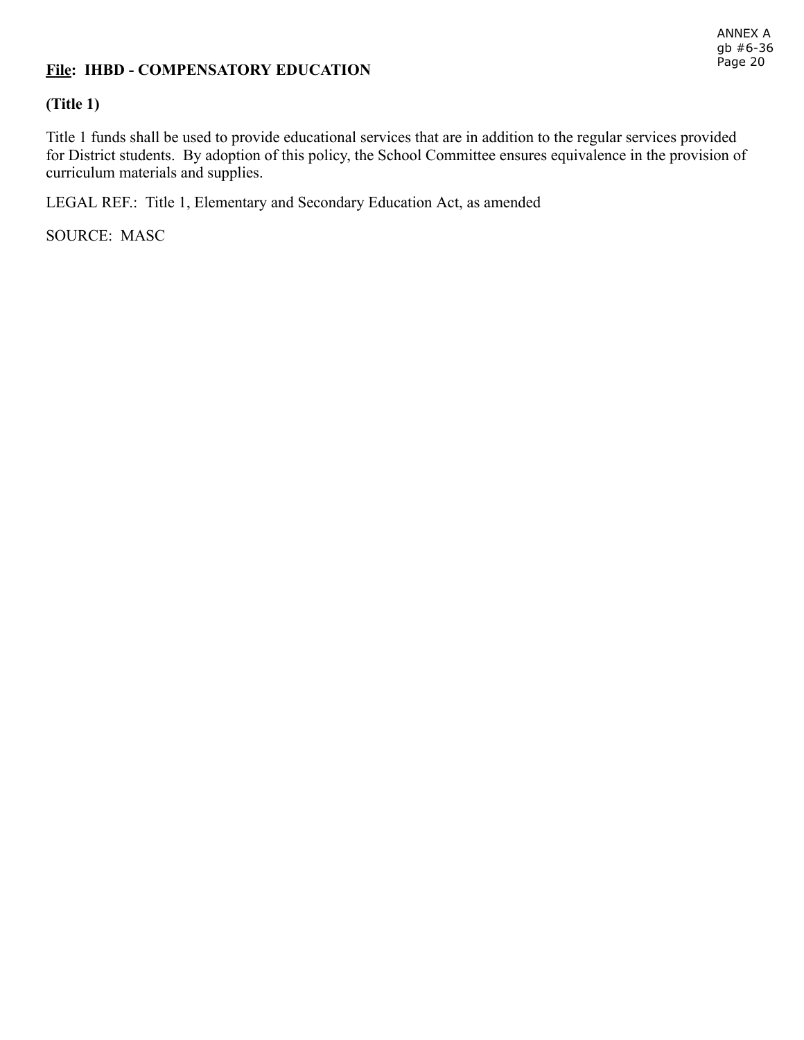**<u>File</u>: IHBD - COMPENSATORY EDUCATION**

**(Title 1)**

Title 1 funds shall be used to provide educational services that are in addition to the regular services provided for District students. By adoption of this policy, the School Committee ensures equivalence in the provision of curriculum materials and supplies.

LEGAL REF.: Title 1, Elementary and Secondary Education Act, as amended

SOURCE: MASC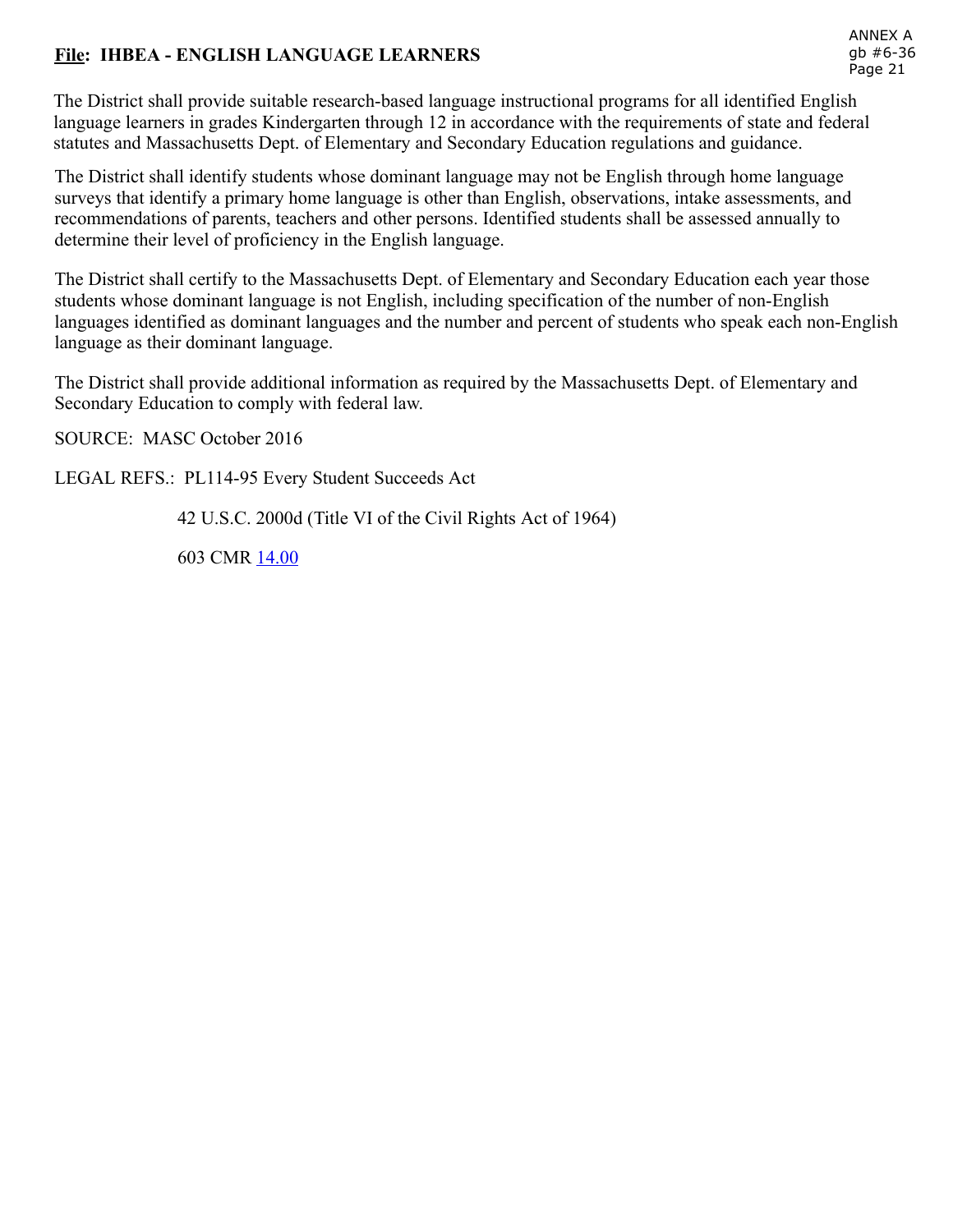**File: IHBEA - ENGLISH LANGUAGE LEARNERS**

The District shall provide suitable research-based language instructional programs for all identified English language learners in grades Kindergarten through 12 in accordance with the requirements of state and federal statutes and Massachusetts Dept. of Elementary and Secondary Education regulations and guidance.

The District shall identify students whose dominant language may not be English through home language surveys that identify a primary home language is other than English, observations, intake assessments, and recommendations of parents, teachers and other persons. Identified students shall be assessed annually to determine their level of proficiency in the English language.

The District shall certify to the Massachusetts Dept. of Elementary and Secondary Education each year those students whose dominant language is not English, including specification of the number of non-English languages identified as dominant languages and the number and percent of students who speak each non-English language as their dominant language.

The District shall provide additional information as required by the Massachusetts Dept. of Elementary and Secondary Education to comply with federal law.

SOURCE: MASC October 2016

LEGAL REFS.: PL114-95 Every Student Succeeds Act

42 U.S.C. 2000d (Title VI of the Civil Rights Act of 1964)

603 CMR 14.00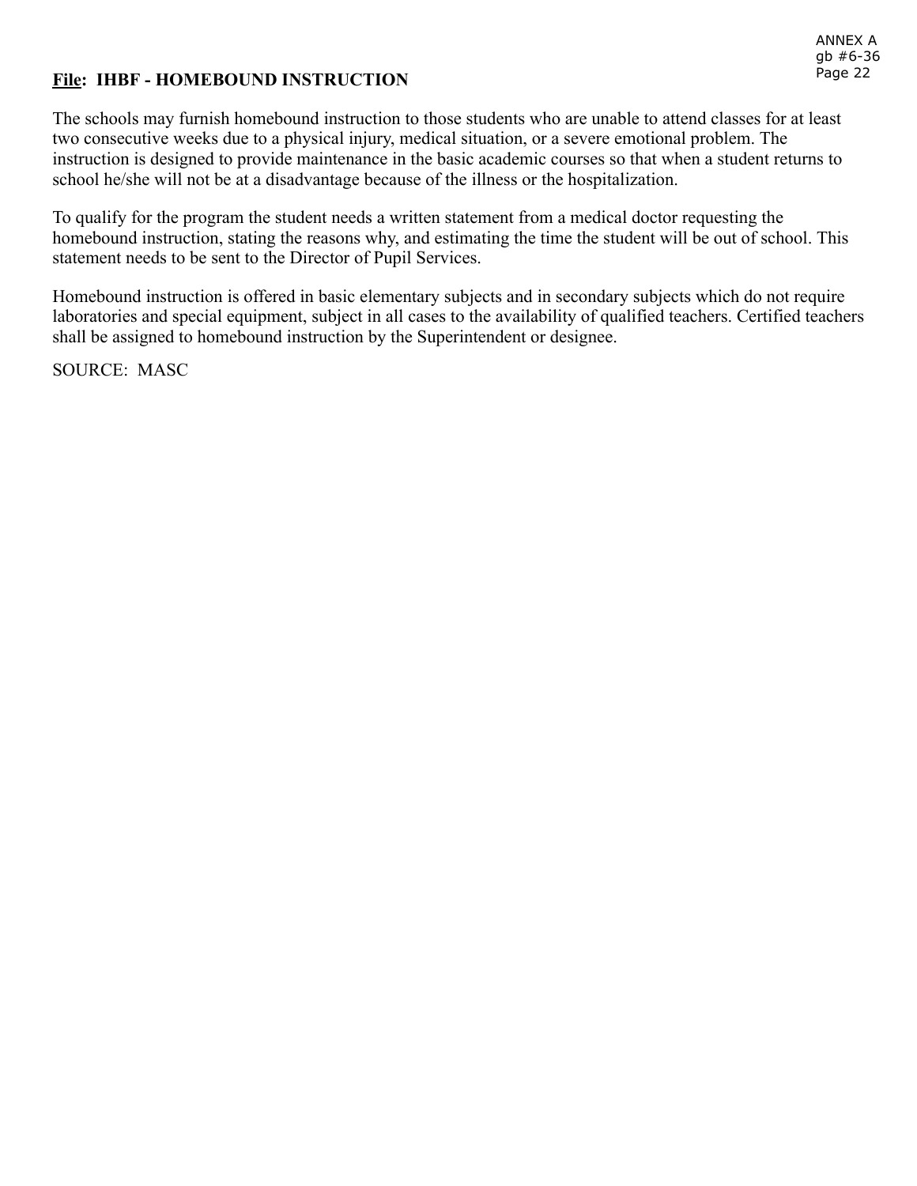**<u>File</u>: IHBF - HOMEBOUND INSTRUCTION**

The schools may furnish homebound instruction to those students who are unable to attend classes for at least two consecutive weeks due to a physical injury, medical situation, or a severe emotional problem. The instruction is designed to provide maintenance in the basic academic courses so that when a student returns to school he/she will not be at a disadvantage because of the illness or the hospitalization.

To qualify for the program the student needs a written statement from a medical doctor requesting the homebound instruction, stating the reasons why, and estimating the time the student will be out of school. This statement needs to be sent to the Director of Pupil Services.

Homebound instruction is offered in basic elementary subjects and in secondary subjects which do not require laboratories and special equipment, subject in all cases to the availability of qualified teachers. Certified teachers shall be assigned to homebound instruction by the Superintendent or designee.

SOURCE: MASC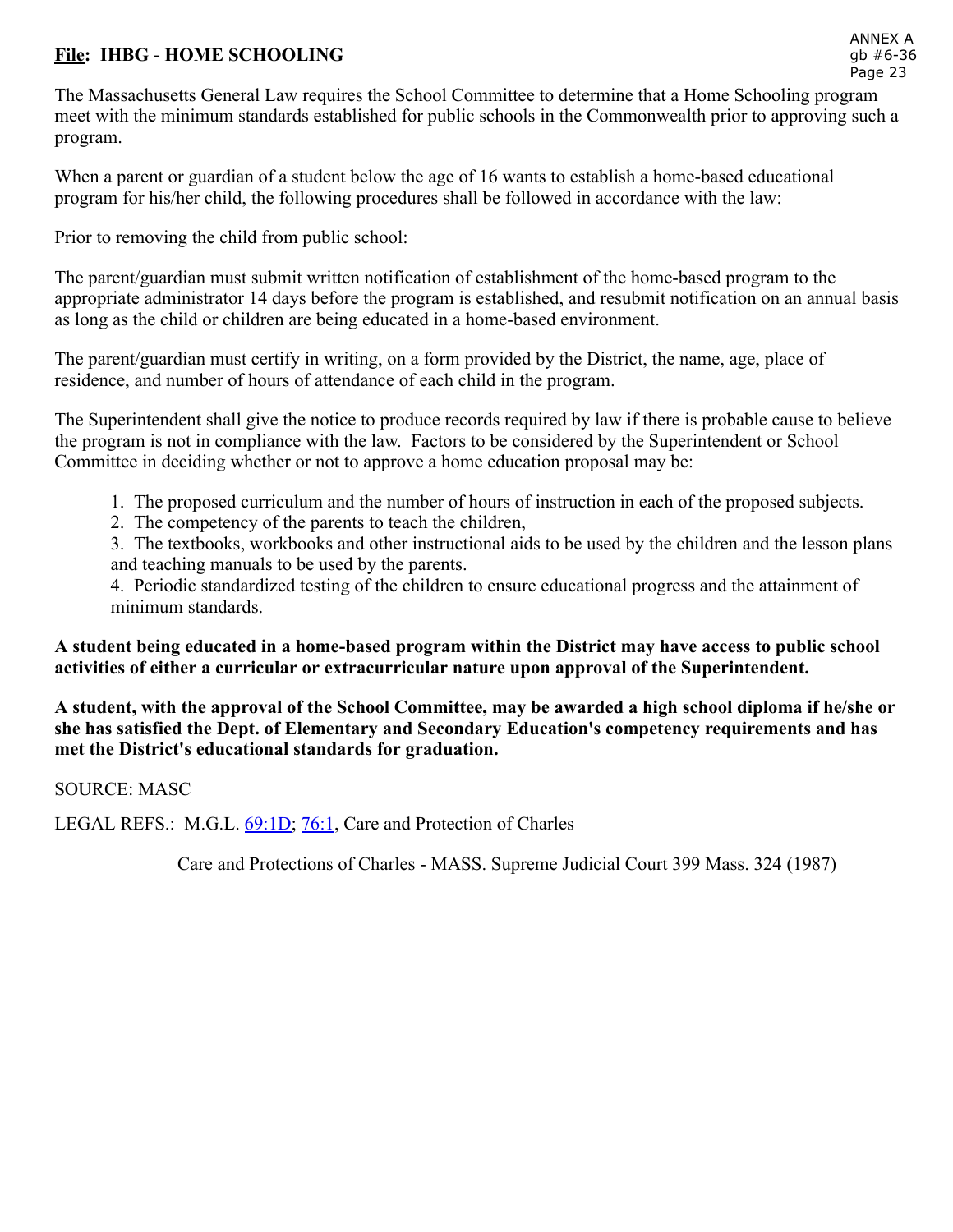**File: IHBG - HOME SCHOOLING**

The Massachusetts General Law requires the School Committee to determine that a Home Schooling program meet with the minimum standards established for public schools in the Commonwealth prior to approving such a program.

When a parent or guardian of a student below the age of 16 wants to establish a home-based educational program for his/her child, the following procedures shall be followed in accordance with the law:

Prior to removing the child from public school:

The parent/guardian must submit written notification of establishment of the home-based program to the appropriate administrator 14 days before the program is established, and resubmit notification on an annual basis as long as the child or children are being educated in a home-based environment.

The parent/guardian must certify in writing, on a form provided by the District, the name, age, place of residence, and number of hours of attendance of each child in the program.

The Superintendent shall give the notice to produce records required by law if there is probable cause to believe the program is not in compliance with the law. Factors to be considered by the Superintendent or School Committee in deciding whether or not to approve a home education proposal may be:

1. The proposed curriculum and the number of hours of instruction in each of the proposed subjects.
2. The competency of the parents to teach the children,
3. The textbooks, workbooks and other instructional aids to be used by the children and the lesson plans and teaching manuals to be used by the parents.
4. Periodic standardized testing of the children to ensure educational progress and the attainment of minimum standards.

**A student being educated in a home-based program within the District may have access to public school activities of either a curricular or extracurricular nature upon approval of the Superintendent.**

**A student, with the approval of the School Committee, may be awarded a high school diploma if he/she or she has satisfied the Dept. of Elementary and Secondary Education's competency requirements and has met the District's educational standards for graduation.**

SOURCE: MASC

LEGAL REFS.: M.G.L. 69:1D; 76:1, Care and Protection of Charles

Care and Protections of Charles - MASS. Supreme Judicial Court 399 Mass. 324 (1987)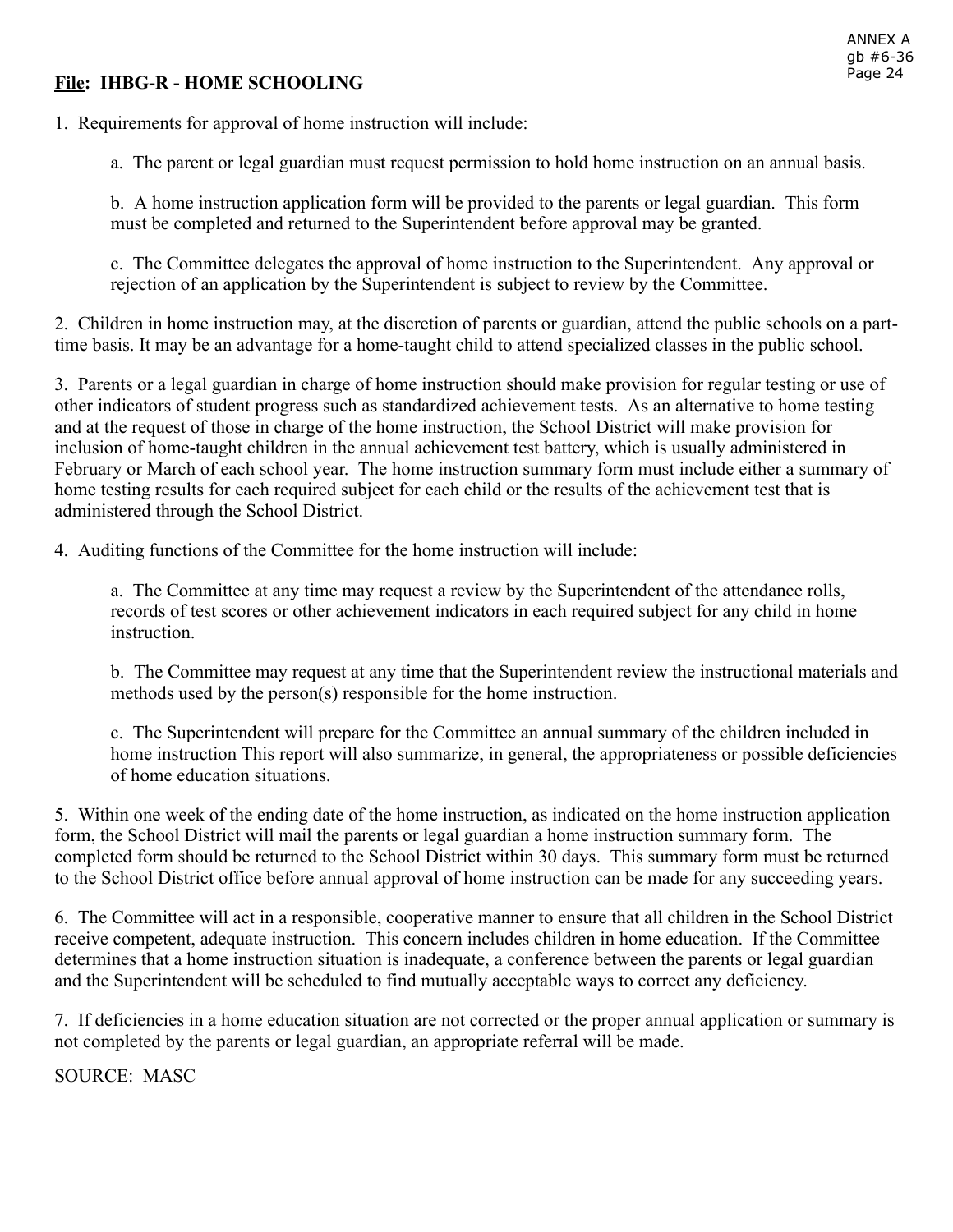**File: IHBG-R - HOME SCHOOLING**

1. Requirements for approval of home instruction will include:

    a. The parent or legal guardian must request permission to hold home instruction on an annual basis.

    b. A home instruction application form will be provided to the parents or legal guardian. This form must be completed and returned to the Superintendent before approval may be granted.

    c. The Committee delegates the approval of home instruction to the Superintendent. Any approval or rejection of an application by the Superintendent is subject to review by the Committee.

2. Children in home instruction may, at the discretion of parents or guardian, attend the public schools on a part-time basis. It may be an advantage for a home-taught child to attend specialized classes in the public school.

3. Parents or a legal guardian in charge of home instruction should make provision for regular testing or use of other indicators of student progress such as standardized achievement tests. As an alternative to home testing and at the request of those in charge of the home instruction, the School District will make provision for inclusion of home-taught children in the annual achievement test battery, which is usually administered in February or March of each school year. The home instruction summary form must include either a summary of home testing results for each required subject for each child or the results of the achievement test that is administered through the School District.

4. Auditing functions of the Committee for the home instruction will include:

    a. The Committee at any time may request a review by the Superintendent of the attendance rolls, records of test scores or other achievement indicators in each required subject for any child in home instruction.

    b. The Committee may request at any time that the Superintendent review the instructional materials and methods used by the person(s) responsible for the home instruction.

    c. The Superintendent will prepare for the Committee an annual summary of the children included in home instruction This report will also summarize, in general, the appropriateness or possible deficiencies of home education situations.

5. Within one week of the ending date of the home instruction, as indicated on the home instruction application form, the School District will mail the parents or legal guardian a home instruction summary form. The completed form should be returned to the School District within 30 days. This summary form must be returned to the School District office before annual approval of home instruction can be made for any succeeding years.

6. The Committee will act in a responsible, cooperative manner to ensure that all children in the School District receive competent, adequate instruction. This concern includes children in home education. If the Committee determines that a home instruction situation is inadequate, a conference between the parents or legal guardian and the Superintendent will be scheduled to find mutually acceptable ways to correct any deficiency.

7. If deficiencies in a home education situation are not corrected or the proper annual application or summary is not completed by the parents or legal guardian, an appropriate referral will be made.

SOURCE: MASC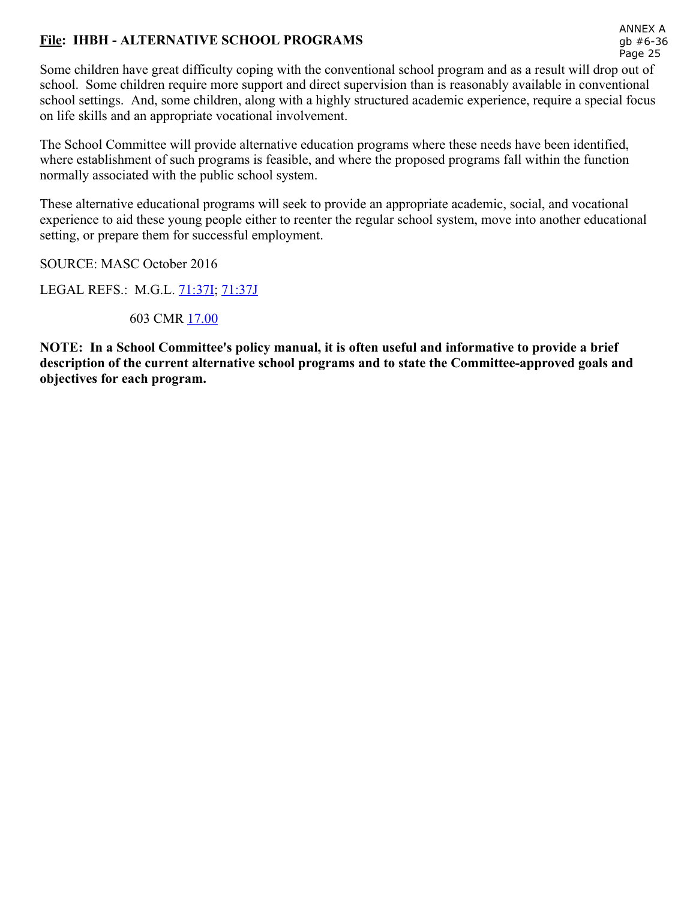**File: IHBH - ALTERNATIVE SCHOOL PROGRAMS**

Some children have great difficulty coping with the conventional school program and as a result will drop out of school. Some children require more support and direct supervision than is reasonably available in conventional school settings. And, some children, along with a highly structured academic experience, require a special focus on life skills and an appropriate vocational involvement.

The School Committee will provide alternative education programs where these needs have been identified, where establishment of such programs is feasible, and where the proposed programs fall within the function normally associated with the public school system.

These alternative educational programs will seek to provide an appropriate academic, social, and vocational experience to aid these young people either to reenter the regular school system, move into another educational setting, or prepare them for successful employment.

SOURCE: MASC October 2016

LEGAL REFS.: M.G.L. 71:37I; 71:37J

603 CMR 17.00

**NOTE: In a School Committee's policy manual, it is often useful and informative to provide a brief description of the current alternative school programs and to state the Committee-approved goals and objectives for each program.**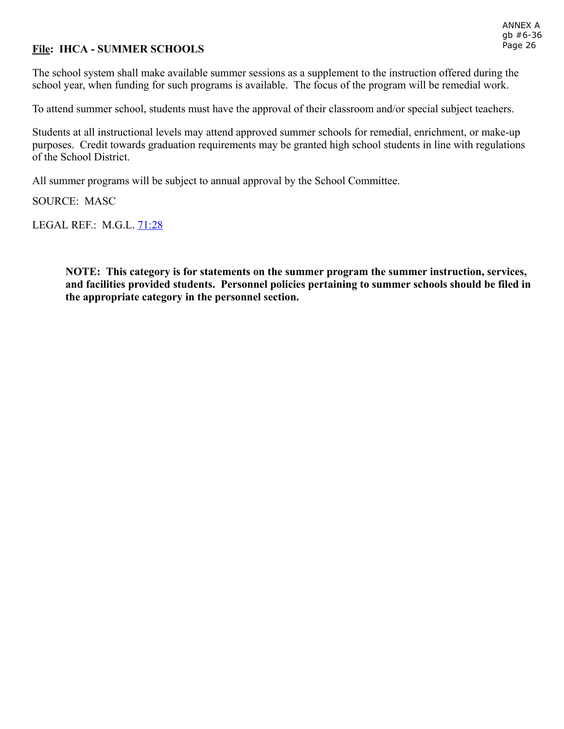**File: IHCA - SUMMER SCHOOLS**

The school system shall make available summer sessions as a supplement to the instruction offered during the school year, when funding for such programs is available. The focus of the program will be remedial work.

To attend summer school, students must have the approval of their classroom and/or special subject teachers.

Students at all instructional levels may attend approved summer schools for remedial, enrichment, or make-up purposes. Credit towards graduation requirements may be granted high school students in line with regulations of the School District.

All summer programs will be subject to annual approval by the School Committee.

SOURCE: MASC

LEGAL REF.: M.G.L. 71:28

**NOTE: This category is for statements on the summer program the summer instruction, services, and facilities provided students. Personnel policies pertaining to summer schools should be filed in the appropriate category in the personnel section.**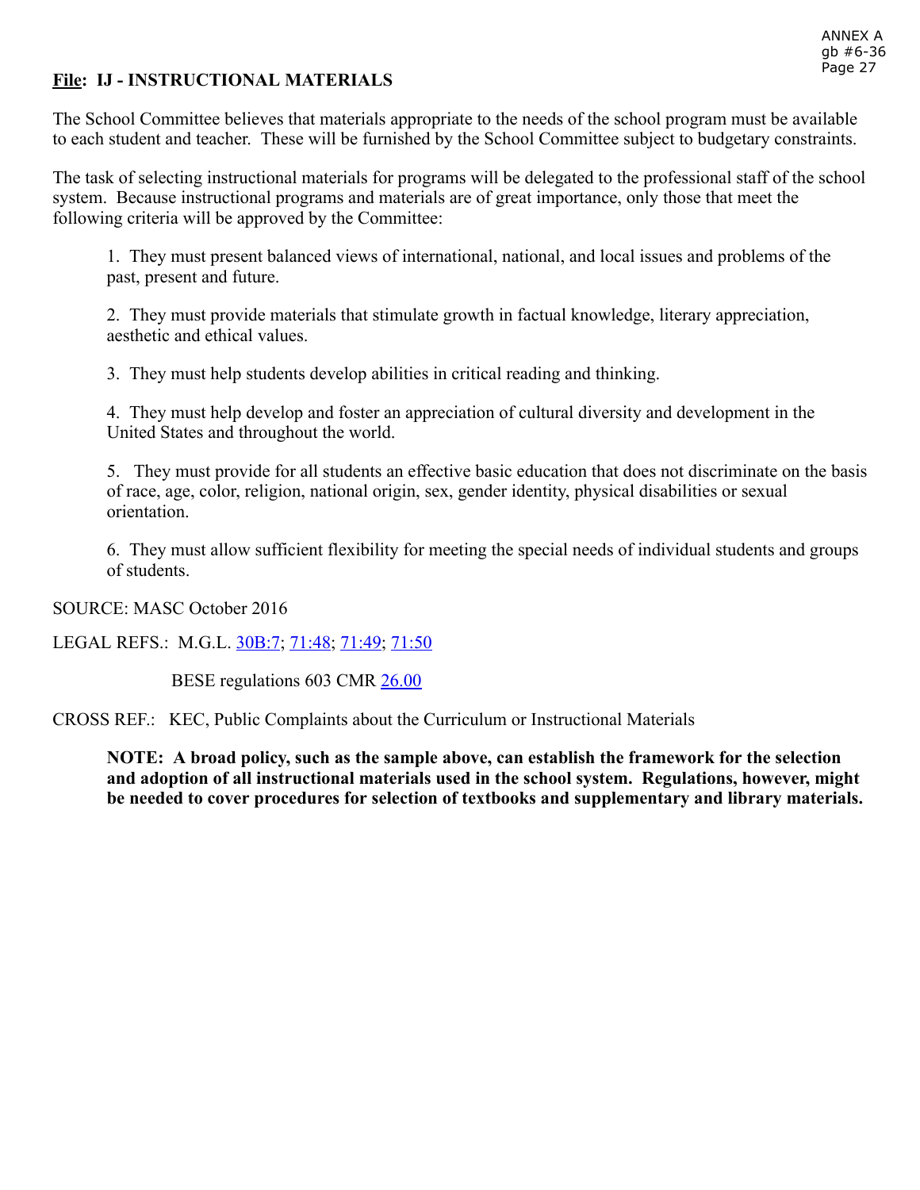**File: IJ - INSTRUCTIONAL MATERIALS**

The School Committee believes that materials appropriate to the needs of the school program must be available to each student and teacher. These will be furnished by the School Committee subject to budgetary constraints.

The task of selecting instructional materials for programs will be delegated to the professional staff of the school system. Because instructional programs and materials are of great importance, only those that meet the following criteria will be approved by the Committee:

1. They must present balanced views of international, national, and local issues and problems of the past, present and future.

2. They must provide materials that stimulate growth in factual knowledge, literary appreciation, aesthetic and ethical values.

3. They must help students develop abilities in critical reading and thinking.

4. They must help develop and foster an appreciation of cultural diversity and development in the United States and throughout the world.

5. They must provide for all students an effective basic education that does not discriminate on the basis of race, age, color, religion, national origin, sex, gender identity, physical disabilities or sexual orientation.

6. They must allow sufficient flexibility for meeting the special needs of individual students and groups of students.

SOURCE: MASC October 2016

LEGAL REFS.: M.G.L. 30B:7; 71:48; 71:49; 71:50

BESE regulations 603 CMR 26.00

CROSS REF.: KEC, Public Complaints about the Curriculum or Instructional Materials

**NOTE: A broad policy, such as the sample above, can establish the framework for the selection and adoption of all instructional materials used in the school system. Regulations, however, might be needed to cover procedures for selection of textbooks and supplementary and library materials.**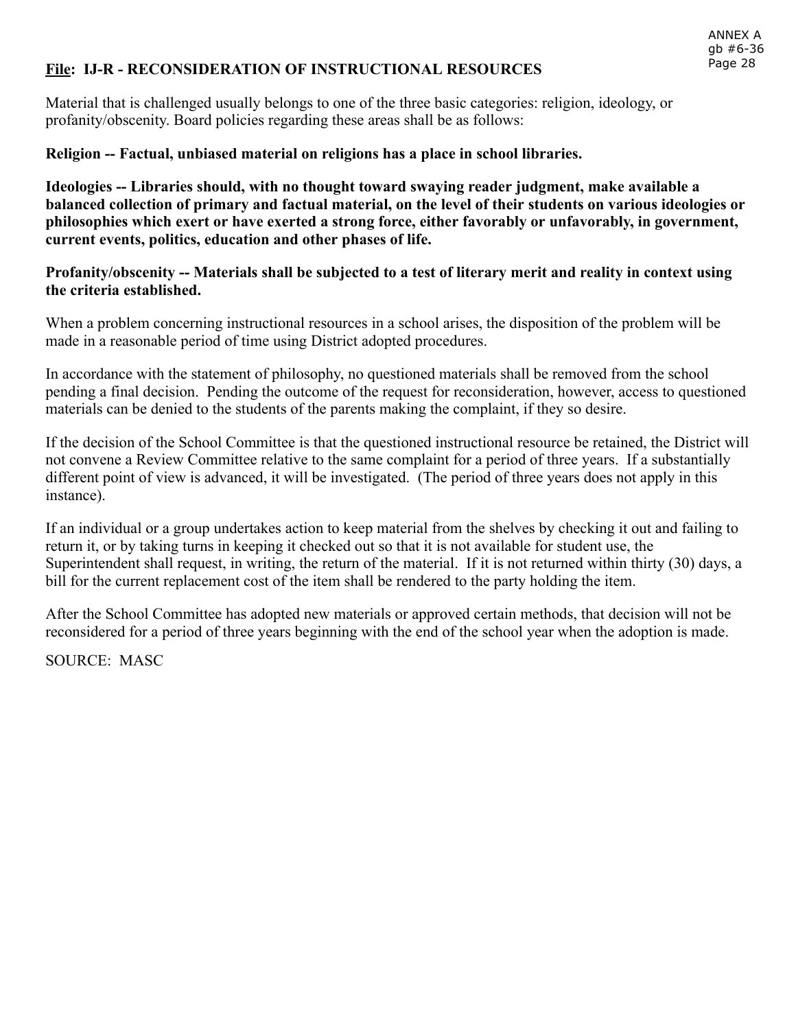**File: IJ-R - RECONSIDERATION OF INSTRUCTIONAL RESOURCES**

Material that is challenged usually belongs to one of the three basic categories: religion, ideology, or profanity/obscenity. Board policies regarding these areas shall be as follows:

**Religion -- Factual, unbiased material on religions has a place in school libraries.**

**Ideologies -- Libraries should, with no thought toward swaying reader judgment, make available a balanced collection of primary and factual material, on the level of their students on various ideologies or philosophies which exert or have exerted a strong force, either favorably or unfavorably, in government, current events, politics, education and other phases of life.**

**Profanity/obscenity -- Materials shall be subjected to a test of literary merit and reality in context using the criteria established.**

When a problem concerning instructional resources in a school arises, the disposition of the problem will be made in a reasonable period of time using District adopted procedures.

In accordance with the statement of philosophy, no questioned materials shall be removed from the school pending a final decision. Pending the outcome of the request for reconsideration, however, access to questioned materials can be denied to the students of the parents making the complaint, if they so desire.

If the decision of the School Committee is that the questioned instructional resource be retained, the District will not convene a Review Committee relative to the same complaint for a period of three years. If a substantially different point of view is advanced, it will be investigated. (The period of three years does not apply in this instance).

If an individual or a group undertakes action to keep material from the shelves by checking it out and failing to return it, or by taking turns in keeping it checked out so that it is not available for student use, the Superintendent shall request, in writing, the return of the material. If it is not returned within thirty (30) days, a bill for the current replacement cost of the item shall be rendered to the party holding the item.

After the School Committee has adopted new materials or approved certain methods, that decision will not be reconsidered for a period of three years beginning with the end of the school year when the adoption is made.

SOURCE: MASC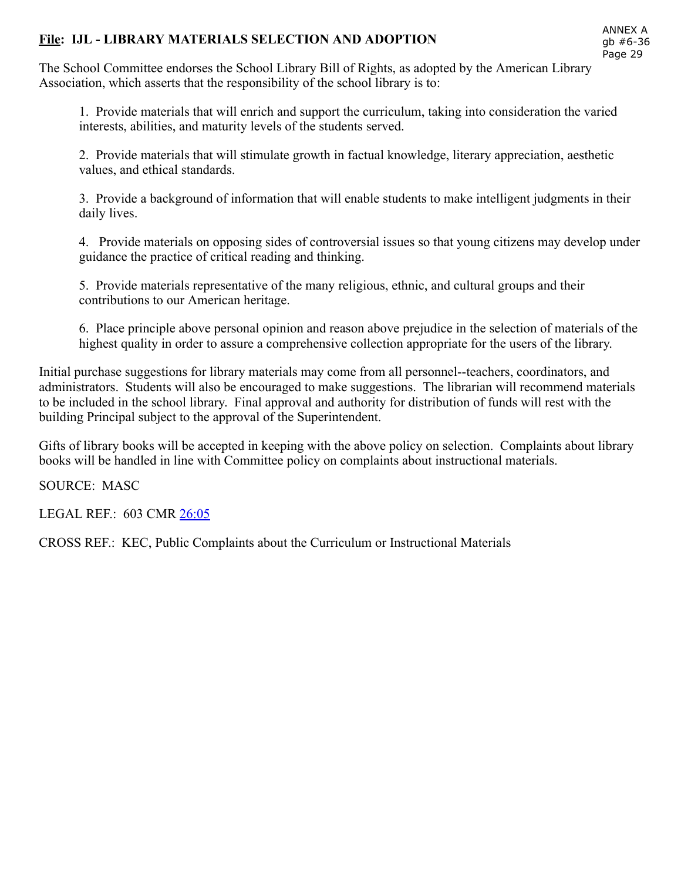**File: IJL - LIBRARY MATERIALS SELECTION AND ADOPTION**

The School Committee endorses the School Library Bill of Rights, as adopted by the American Library Association, which asserts that the responsibility of the school library is to:

1. Provide materials that will enrich and support the curriculum, taking into consideration the varied interests, abilities, and maturity levels of the students served.

2. Provide materials that will stimulate growth in factual knowledge, literary appreciation, aesthetic values, and ethical standards.

3. Provide a background of information that will enable students to make intelligent judgments in their daily lives.

4. Provide materials on opposing sides of controversial issues so that young citizens may develop under guidance the practice of critical reading and thinking.

5. Provide materials representative of the many religious, ethnic, and cultural groups and their contributions to our American heritage.

6. Place principle above personal opinion and reason above prejudice in the selection of materials of the highest quality in order to assure a comprehensive collection appropriate for the users of the library.

Initial purchase suggestions for library materials may come from all personnel--teachers, coordinators, and administrators. Students will also be encouraged to make suggestions. The librarian will recommend materials to be included in the school library. Final approval and authority for distribution of funds will rest with the building Principal subject to the approval of the Superintendent.

Gifts of library books will be accepted in keeping with the above policy on selection. Complaints about library books will be handled in line with Committee policy on complaints about instructional materials.

SOURCE: MASC

LEGAL REF.: 603 CMR 26:05

CROSS REF.: KEC, Public Complaints about the Curriculum or Instructional Materials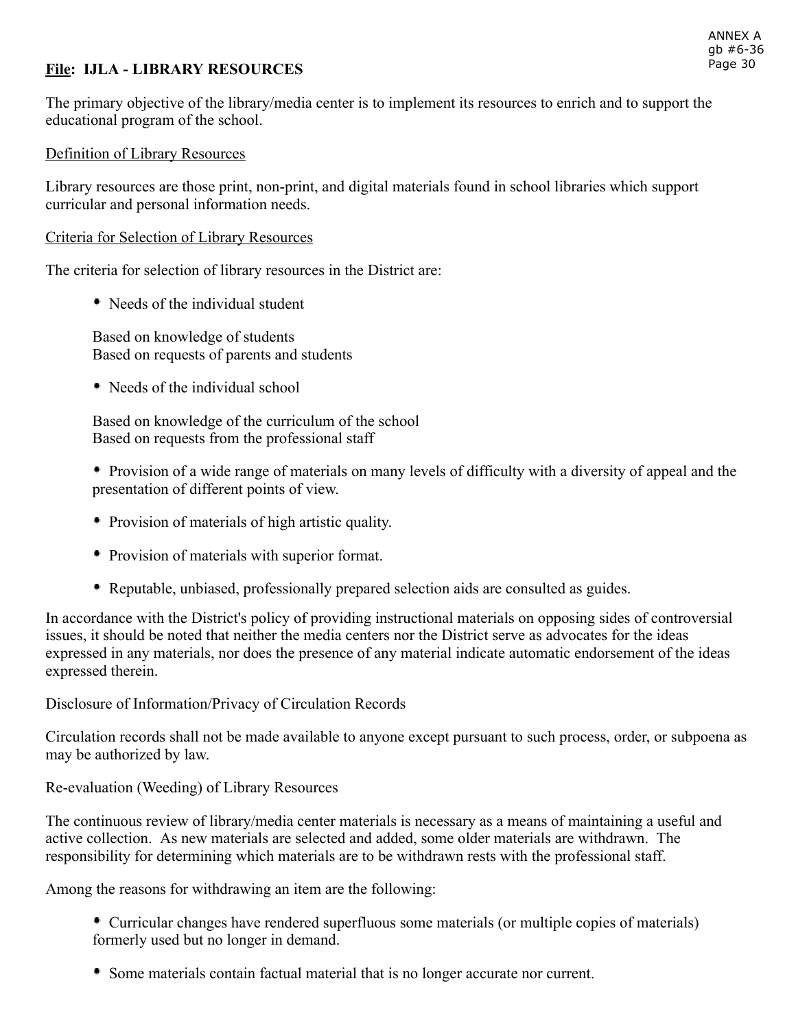## **File: IJLA - LIBRARY RESOURCES**

The primary objective of the library/media center is to implement its resources to enrich and to support the educational program of the school.

Definition of Library Resources

Library resources are those print, non-print, and digital materials found in school libraries which support curricular and personal information needs.

Criteria for Selection of Library Resources

The criteria for selection of library resources in the District are:

- Needs of the individual student

  Based on knowledge of students
  Based on requests of parents and students

- Needs of the individual school

  Based on knowledge of the curriculum of the school
  Based on requests from the professional staff

- Provision of a wide range of materials on many levels of difficulty with a diversity of appeal and the presentation of different points of view.

- Provision of materials of high artistic quality.

- Provision of materials with superior format.

- Reputable, unbiased, professionally prepared selection aids are consulted as guides.

In accordance with the District's policy of providing instructional materials on opposing sides of controversial issues, it should be noted that neither the media centers nor the District serve as advocates for the ideas expressed in any materials, nor does the presence of any material indicate automatic endorsement of the ideas expressed therein.

Disclosure of Information/Privacy of Circulation Records

Circulation records shall not be made available to anyone except pursuant to such process, order, or subpoena as may be authorized by law.

Re-evaluation (Weeding) of Library Resources

The continuous review of library/media center materials is necessary as a means of maintaining a useful and active collection. As new materials are selected and added, some older materials are withdrawn. The responsibility for determining which materials are to be withdrawn rests with the professional staff.

Among the reasons for withdrawing an item are the following:

- Curricular changes have rendered superfluous some materials (or multiple copies of materials) formerly used but no longer in demand.

- Some materials contain factual material that is no longer accurate nor current.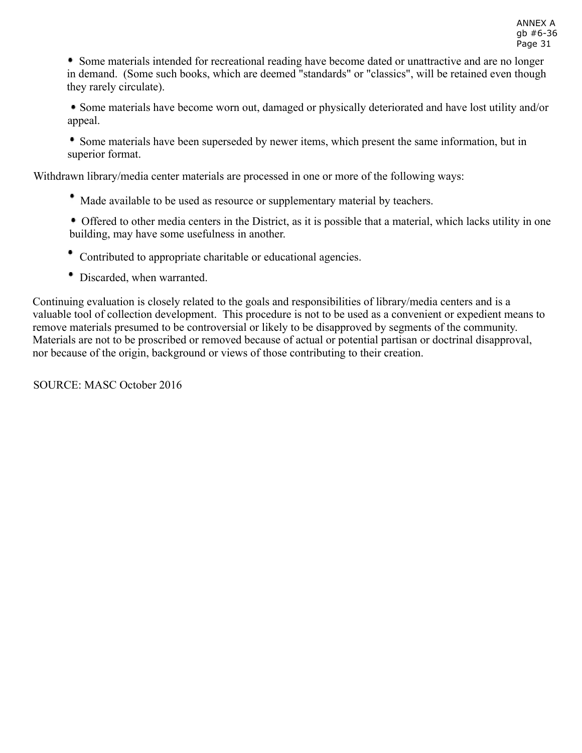- Some materials intended for recreational reading have become dated or unattractive and are no longer in demand. (Some such books, which are deemed "standards" or "classics", will be retained even though they rarely circulate).

- Some materials have become worn out, damaged or physically deteriorated and have lost utility and/or appeal.

- Some materials have been superseded by newer items, which present the same information, but in superior format.

Withdrawn library/media center materials are processed in one or more of the following ways:

- Made available to be used as resource or supplementary material by teachers.

- Offered to other media centers in the District, as it is possible that a material, which lacks utility in one building, may have some usefulness in another.

- Contributed to appropriate charitable or educational agencies.

- Discarded, when warranted.

Continuing evaluation is closely related to the goals and responsibilities of library/media centers and is a valuable tool of collection development. This procedure is not to be used as a convenient or expedient means to remove materials presumed to be controversial or likely to be disapproved by segments of the community. Materials are not to be proscribed or removed because of actual or potential partisan or doctrinal disapproval, nor because of the origin, background or views of those contributing to their creation.

SOURCE: MASC October 2016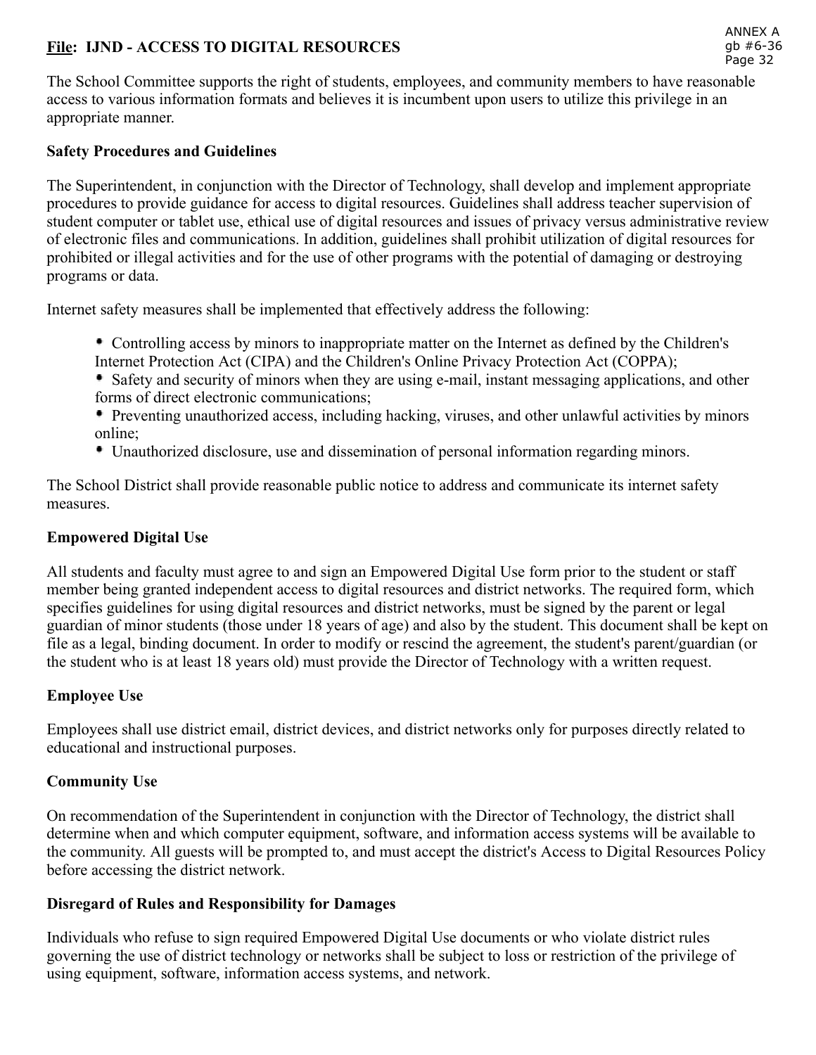**File: IJND - ACCESS TO DIGITAL RESOURCES**

The School Committee supports the right of students, employees, and community members to have reasonable access to various information formats and believes it is incumbent upon users to utilize this privilege in an appropriate manner.

**Safety Procedures and Guidelines**

The Superintendent, in conjunction with the Director of Technology, shall develop and implement appropriate procedures to provide guidance for access to digital resources. Guidelines shall address teacher supervision of student computer or tablet use, ethical use of digital resources and issues of privacy versus administrative review of electronic files and communications. In addition, guidelines shall prohibit utilization of digital resources for prohibited or illegal activities and for the use of other programs with the potential of damaging or destroying programs or data.

Internet safety measures shall be implemented that effectively address the following:

- Controlling access by minors to inappropriate matter on the Internet as defined by the Children's Internet Protection Act (CIPA) and the Children's Online Privacy Protection Act (COPPA);
- Safety and security of minors when they are using e-mail, instant messaging applications, and other forms of direct electronic communications;
- Preventing unauthorized access, including hacking, viruses, and other unlawful activities by minors online;
- Unauthorized disclosure, use and dissemination of personal information regarding minors.

The School District shall provide reasonable public notice to address and communicate its internet safety measures.

**Empowered Digital Use**

All students and faculty must agree to and sign an Empowered Digital Use form prior to the student or staff member being granted independent access to digital resources and district networks. The required form, which specifies guidelines for using digital resources and district networks, must be signed by the parent or legal guardian of minor students (those under 18 years of age) and also by the student. This document shall be kept on file as a legal, binding document. In order to modify or rescind the agreement, the student's parent/guardian (or the student who is at least 18 years old) must provide the Director of Technology with a written request.

**Employee Use**

Employees shall use district email, district devices, and district networks only for purposes directly related to educational and instructional purposes.

**Community Use**

On recommendation of the Superintendent in conjunction with the Director of Technology, the district shall determine when and which computer equipment, software, and information access systems will be available to the community. All guests will be prompted to, and must accept the district's Access to Digital Resources Policy before accessing the district network.

**Disregard of Rules and Responsibility for Damages**

Individuals who refuse to sign required Empowered Digital Use documents or who violate district rules governing the use of district technology or networks shall be subject to loss or restriction of the privilege of using equipment, software, information access systems, and network.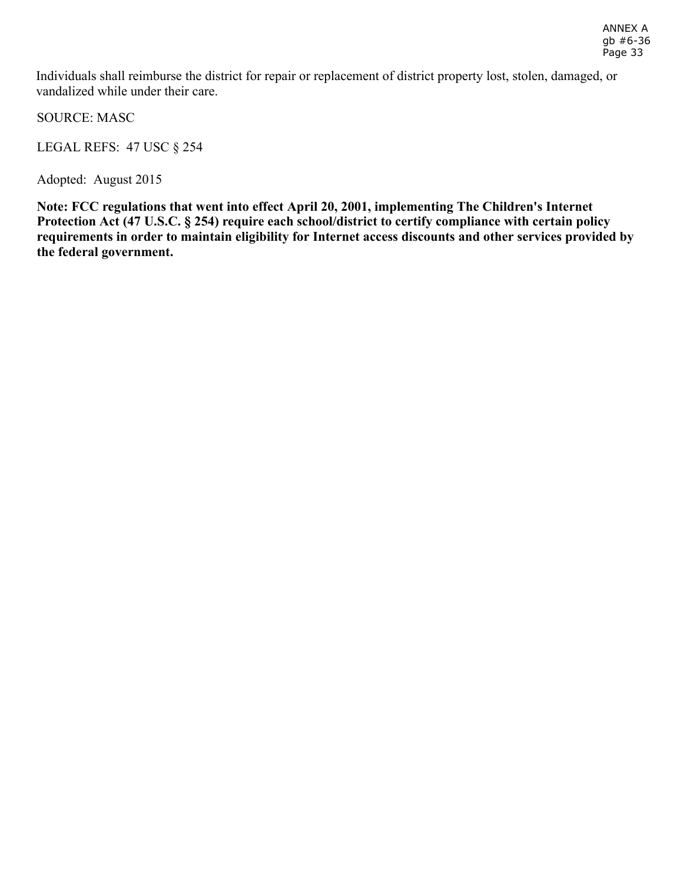Individuals shall reimburse the district for repair or replacement of district property lost, stolen, damaged, or vandalized while under their care.

SOURCE: MASC

LEGAL REFS: 47 USC § 254

Adopted: August 2015

**Note: FCC regulations that went into effect April 20, 2001, implementing The Children's Internet Protection Act (47 U.S.C. § 254) require each school/district to certify compliance with certain policy requirements in order to maintain eligibility for Internet access discounts and other services provided by the federal government.**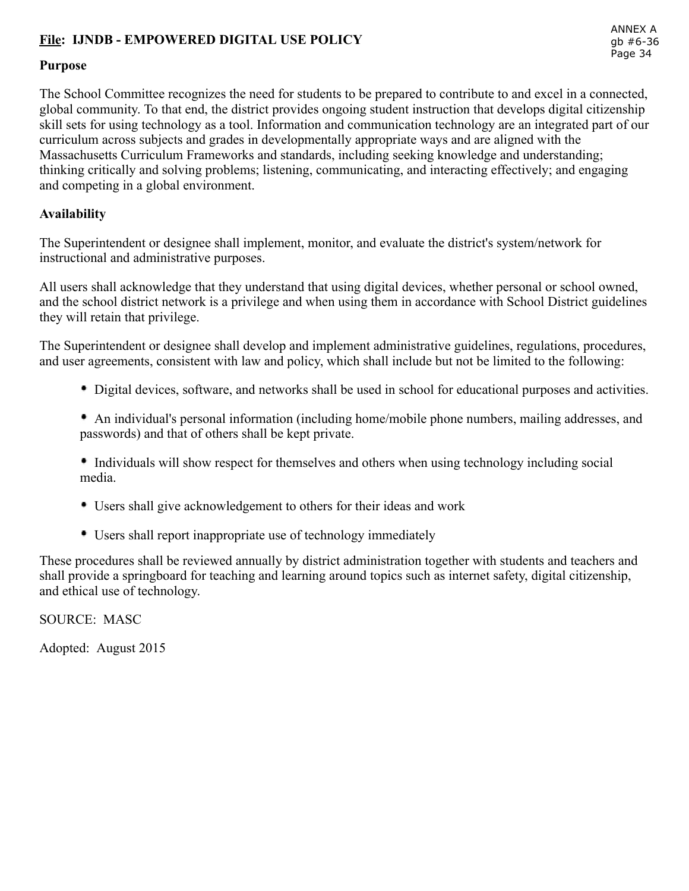**<u>File</u>: IJNDB - EMPOWERED DIGITAL USE POLICY**

**Purpose**

The School Committee recognizes the need for students to be prepared to contribute to and excel in a connected, global community. To that end, the district provides ongoing student instruction that develops digital citizenship skill sets for using technology as a tool. Information and communication technology are an integrated part of our curriculum across subjects and grades in developmentally appropriate ways and are aligned with the Massachusetts Curriculum Frameworks and standards, including seeking knowledge and understanding; thinking critically and solving problems; listening, communicating, and interacting effectively; and engaging and competing in a global environment.

**Availability**

The Superintendent or designee shall implement, monitor, and evaluate the district's system/network for instructional and administrative purposes.

All users shall acknowledge that they understand that using digital devices, whether personal or school owned, and the school district network is a privilege and when using them in accordance with School District guidelines they will retain that privilege.

The Superintendent or designee shall develop and implement administrative guidelines, regulations, procedures, and user agreements, consistent with law and policy, which shall include but not be limited to the following:

- Digital devices, software, and networks shall be used in school for educational purposes and activities.
- An individual's personal information (including home/mobile phone numbers, mailing addresses, and passwords) and that of others shall be kept private.
- Individuals will show respect for themselves and others when using technology including social media.
- Users shall give acknowledgement to others for their ideas and work
- Users shall report inappropriate use of technology immediately

These procedures shall be reviewed annually by district administration together with students and teachers and shall provide a springboard for teaching and learning around topics such as internet safety, digital citizenship, and ethical use of technology.

SOURCE: MASC

Adopted: August 2015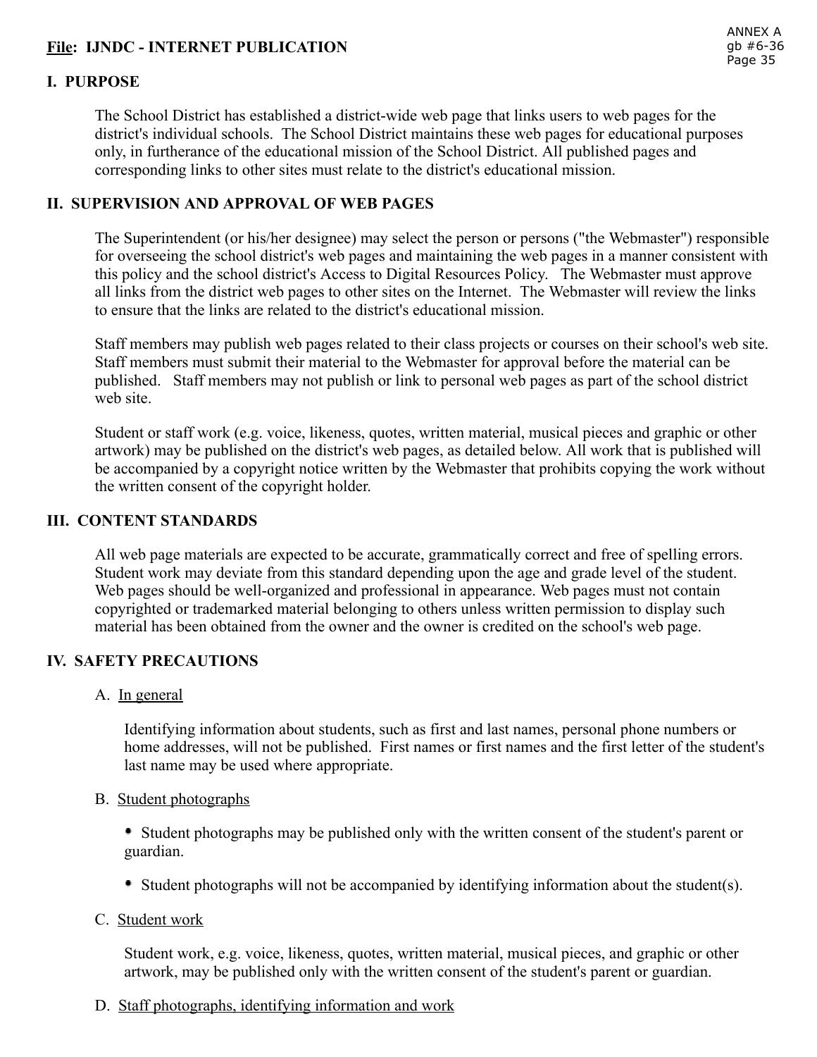**File: IJNDC - INTERNET PUBLICATION**

## I. PURPOSE

The School District has established a district-wide web page that links users to web pages for the district's individual schools. The School District maintains these web pages for educational purposes only, in furtherance of the educational mission of the School District. All published pages and corresponding links to other sites must relate to the district's educational mission.

## II. SUPERVISION AND APPROVAL OF WEB PAGES

The Superintendent (or his/her designee) may select the person or persons ("the Webmaster") responsible for overseeing the school district's web pages and maintaining the web pages in a manner consistent with this policy and the school district's Access to Digital Resources Policy. The Webmaster must approve all links from the district web pages to other sites on the Internet. The Webmaster will review the links to ensure that the links are related to the district's educational mission.

Staff members may publish web pages related to their class projects or courses on their school's web site. Staff members must submit their material to the Webmaster for approval before the material can be published. Staff members may not publish or link to personal web pages as part of the school district web site.

Student or staff work (e.g. voice, likeness, quotes, written material, musical pieces and graphic or other artwork) may be published on the district's web pages, as detailed below. All work that is published will be accompanied by a copyright notice written by the Webmaster that prohibits copying the work without the written consent of the copyright holder.

## III. CONTENT STANDARDS

All web page materials are expected to be accurate, grammatically correct and free of spelling errors. Student work may deviate from this standard depending upon the age and grade level of the student. Web pages should be well-organized and professional in appearance. Web pages must not contain copyrighted or trademarked material belonging to others unless written permission to display such material has been obtained from the owner and the owner is credited on the school's web page.

## IV. SAFETY PRECAUTIONS

A. <u>In general</u>

Identifying information about students, such as first and last names, personal phone numbers or home addresses, will not be published. First names or first names and the first letter of the student's last name may be used where appropriate.

B. <u>Student photographs</u>

- Student photographs may be published only with the written consent of the student's parent or guardian.
- Student photographs will not be accompanied by identifying information about the student(s).

C. <u>Student work</u>

Student work, e.g. voice, likeness, quotes, written material, musical pieces, and graphic or other artwork, may be published only with the written consent of the student's parent or guardian.

D. <u>Staff photographs, identifying information and work</u>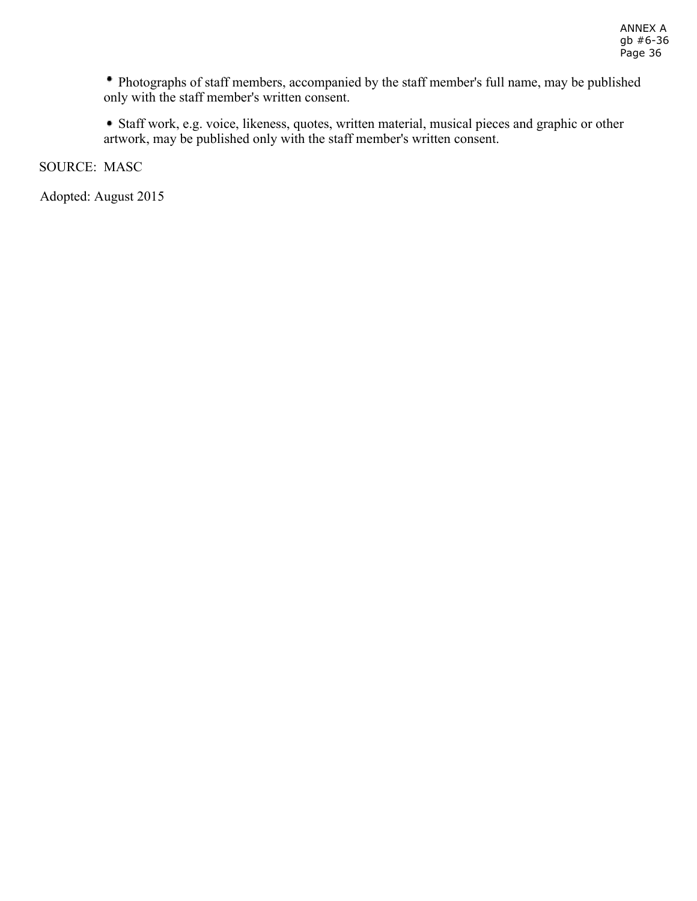- Photographs of staff members, accompanied by the staff member's full name, may be published only with the staff member's written consent.

- Staff work, e.g. voice, likeness, quotes, written material, musical pieces and graphic or other artwork, may be published only with the staff member's written consent.

SOURCE: MASC

Adopted: August 2015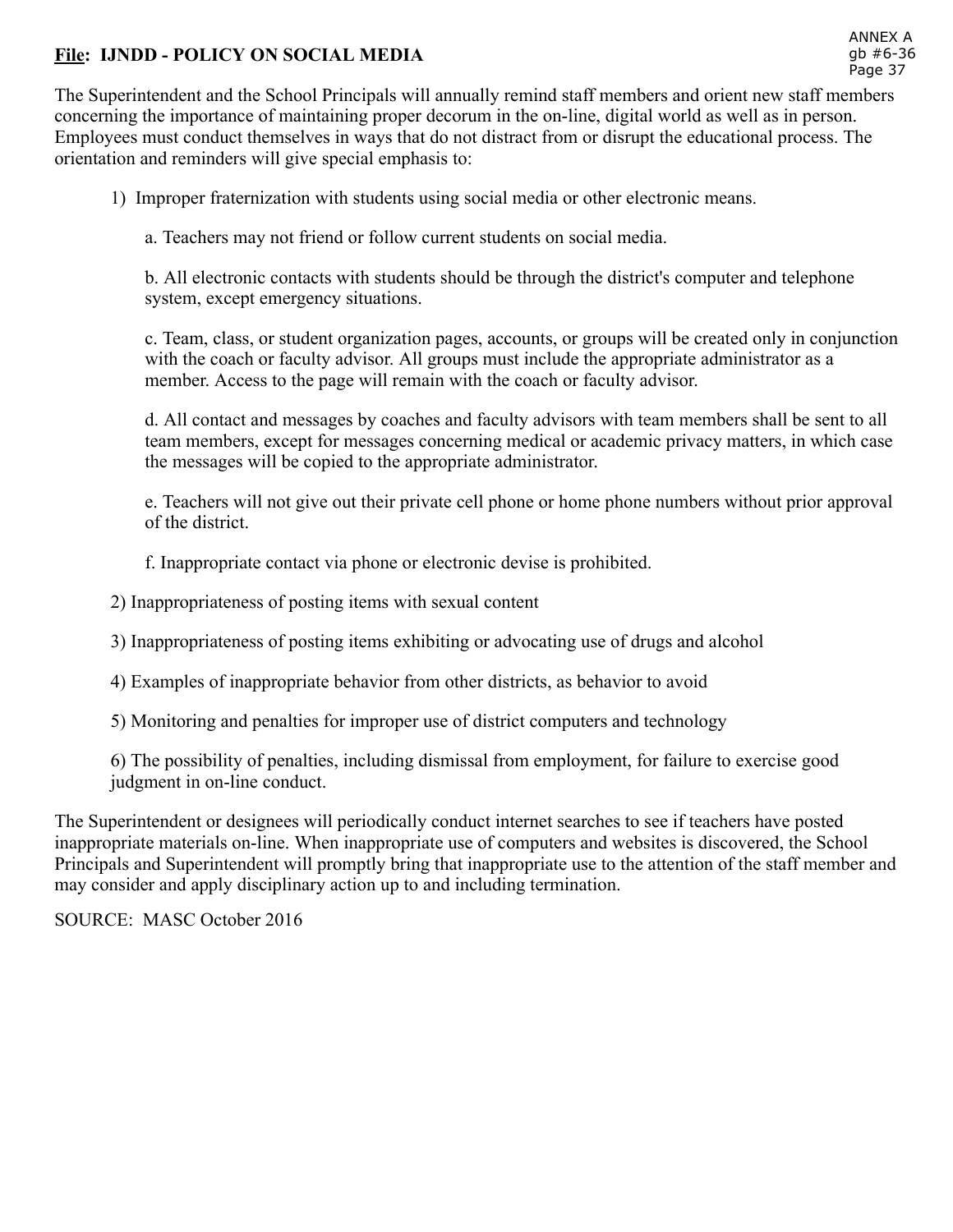**File: IJNDD - POLICY ON SOCIAL MEDIA**

The Superintendent and the School Principals will annually remind staff members and orient new staff members concerning the importance of maintaining proper decorum in the on-line, digital world as well as in person. Employees must conduct themselves in ways that do not distract from or disrupt the educational process. The orientation and reminders will give special emphasis to:

1) Improper fraternization with students using social media or other electronic means.

   a. Teachers may not friend or follow current students on social media.

   b. All electronic contacts with students should be through the district's computer and telephone system, except emergency situations.

   c. Team, class, or student organization pages, accounts, or groups will be created only in conjunction with the coach or faculty advisor. All groups must include the appropriate administrator as a member. Access to the page will remain with the coach or faculty advisor.

   d. All contact and messages by coaches and faculty advisors with team members shall be sent to all team members, except for messages concerning medical or academic privacy matters, in which case the messages will be copied to the appropriate administrator.

   e. Teachers will not give out their private cell phone or home phone numbers without prior approval of the district.

   f. Inappropriate contact via phone or electronic devise is prohibited.

2) Inappropriateness of posting items with sexual content

3) Inappropriateness of posting items exhibiting or advocating use of drugs and alcohol

4) Examples of inappropriate behavior from other districts, as behavior to avoid

5) Monitoring and penalties for improper use of district computers and technology

6) The possibility of penalties, including dismissal from employment, for failure to exercise good judgment in on-line conduct.

The Superintendent or designees will periodically conduct internet searches to see if teachers have posted inappropriate materials on-line. When inappropriate use of computers and websites is discovered, the School Principals and Superintendent will promptly bring that inappropriate use to the attention of the staff member and may consider and apply disciplinary action up to and including termination.

SOURCE: MASC October 2016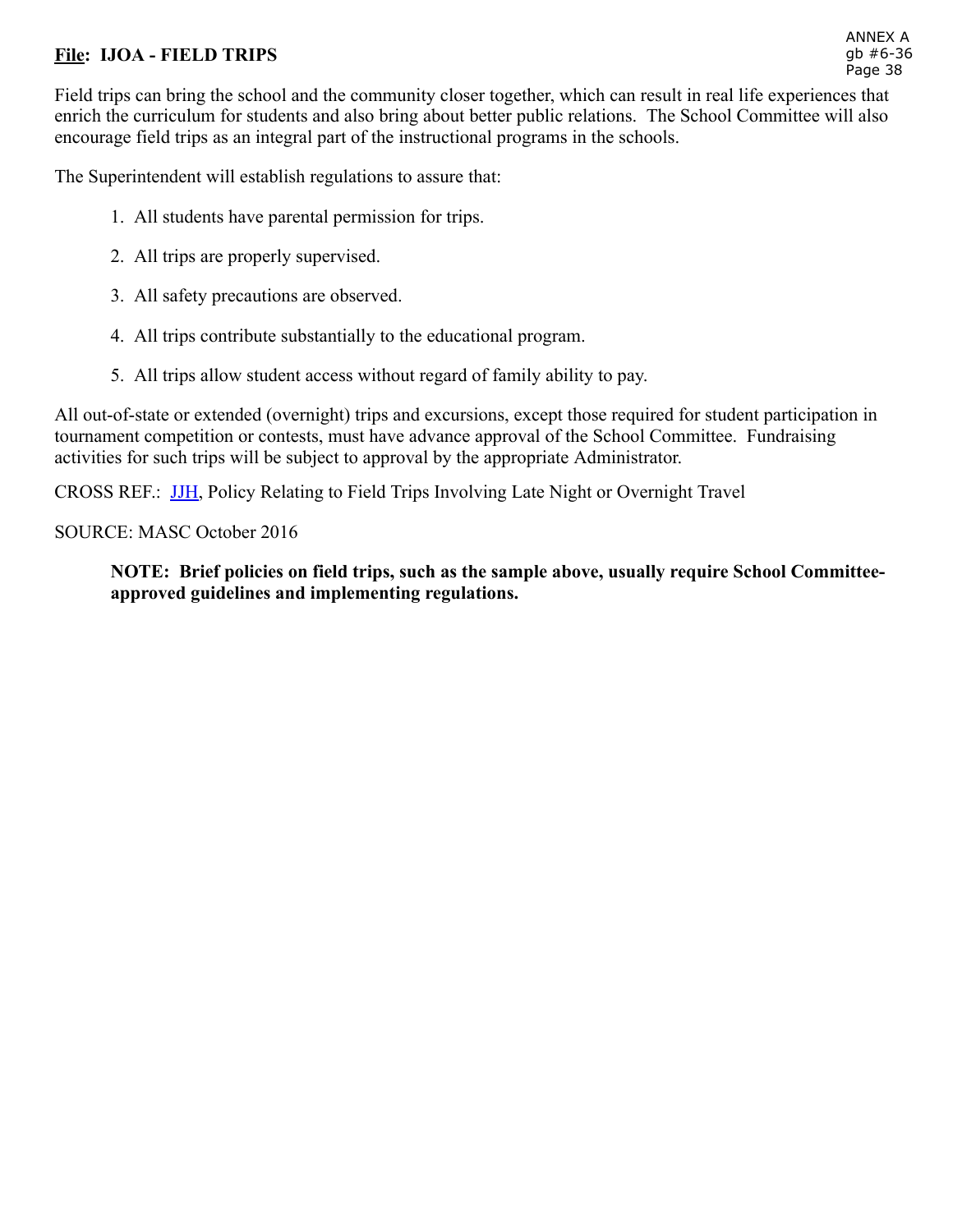**<u>File</u>: IJOA - FIELD TRIPS**

Field trips can bring the school and the community closer together, which can result in real life experiences that enrich the curriculum for students and also bring about better public relations. The School Committee will also encourage field trips as an integral part of the instructional programs in the schools.

The Superintendent will establish regulations to assure that:

1. All students have parental permission for trips.
2. All trips are properly supervised.
3. All safety precautions are observed.
4. All trips contribute substantially to the educational program.
5. All trips allow student access without regard of family ability to pay.

All out-of-state or extended (overnight) trips and excursions, except those required for student participation in tournament competition or contests, must have advance approval of the School Committee. Fundraising activities for such trips will be subject to approval by the appropriate Administrator.

CROSS REF.: JJH, Policy Relating to Field Trips Involving Late Night or Overnight Travel

SOURCE: MASC October 2016

**NOTE: Brief policies on field trips, such as the sample above, usually require School Committee-approved guidelines and implementing regulations.**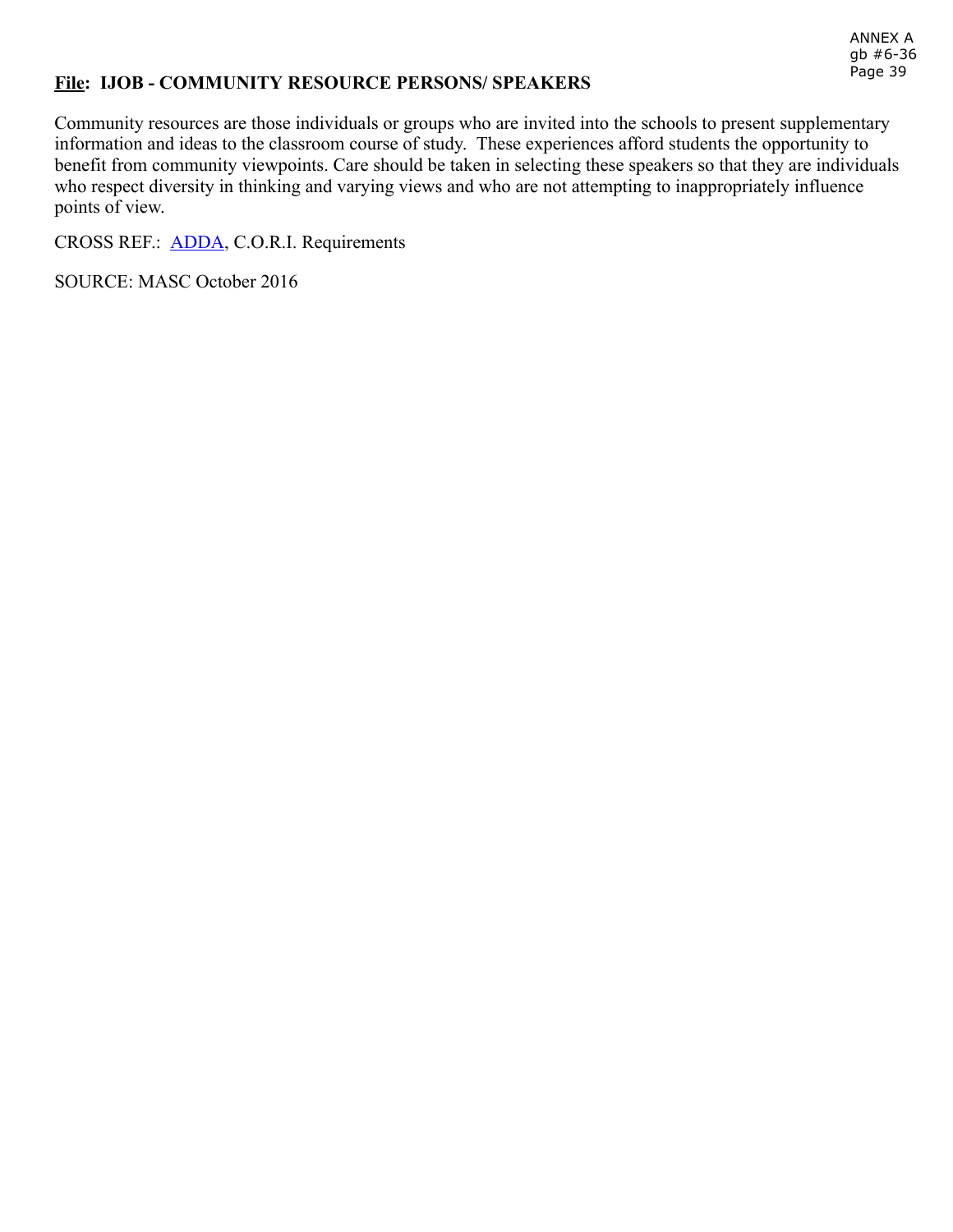**File: IJOB - COMMUNITY RESOURCE PERSONS/ SPEAKERS**

Community resources are those individuals or groups who are invited into the schools to present supplementary information and ideas to the classroom course of study. These experiences afford students the opportunity to benefit from community viewpoints. Care should be taken in selecting these speakers so that they are individuals who respect diversity in thinking and varying views and who are not attempting to inappropriately influence points of view.

CROSS REF.: ADDA, C.O.R.I. Requirements

SOURCE: MASC October 2016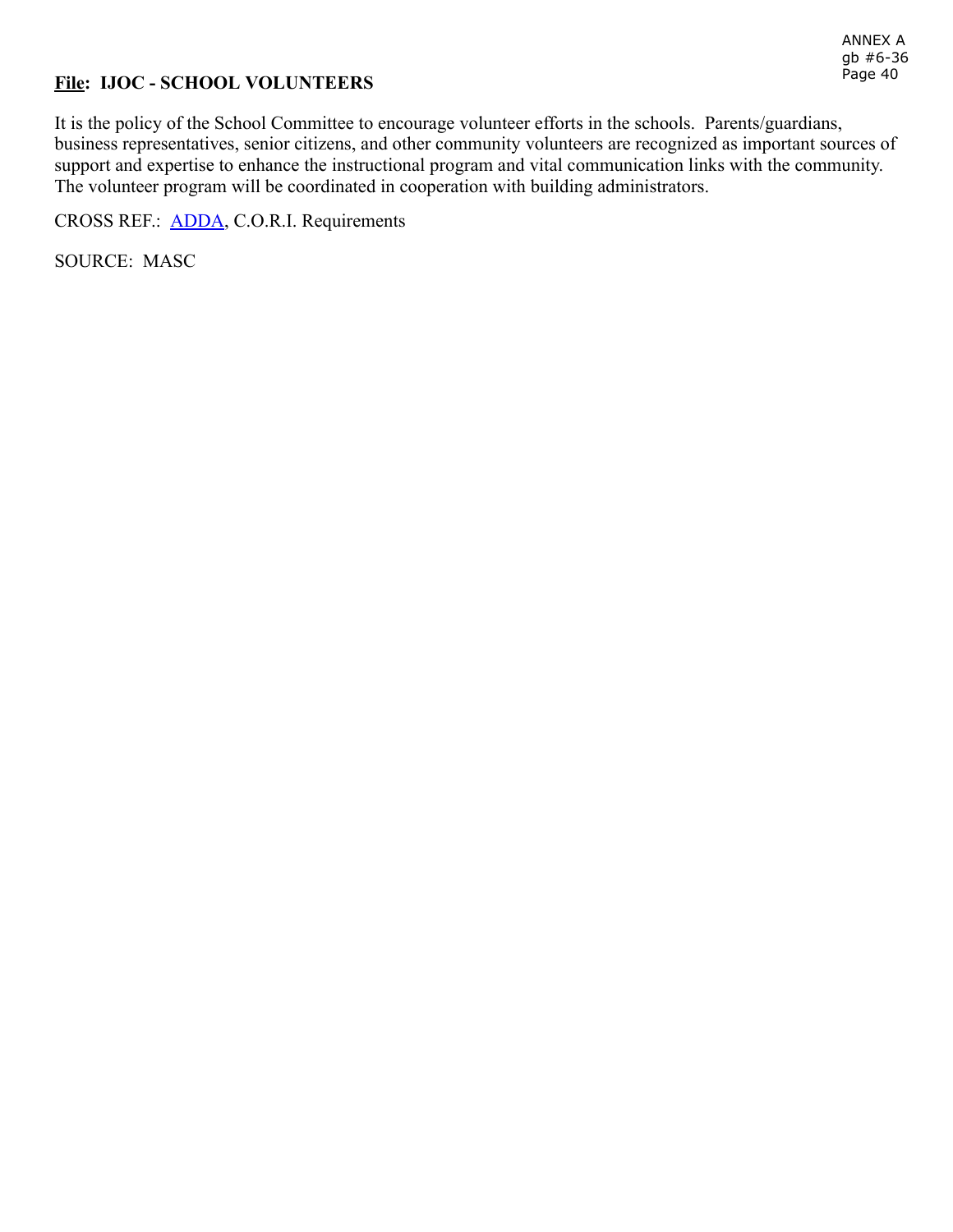**File: IJOC - SCHOOL VOLUNTEERS**

It is the policy of the School Committee to encourage volunteer efforts in the schools. Parents/guardians, business representatives, senior citizens, and other community volunteers are recognized as important sources of support and expertise to enhance the instructional program and vital communication links with the community. The volunteer program will be coordinated in cooperation with building administrators.

CROSS REF.: ADDA, C.O.R.I. Requirements

SOURCE: MASC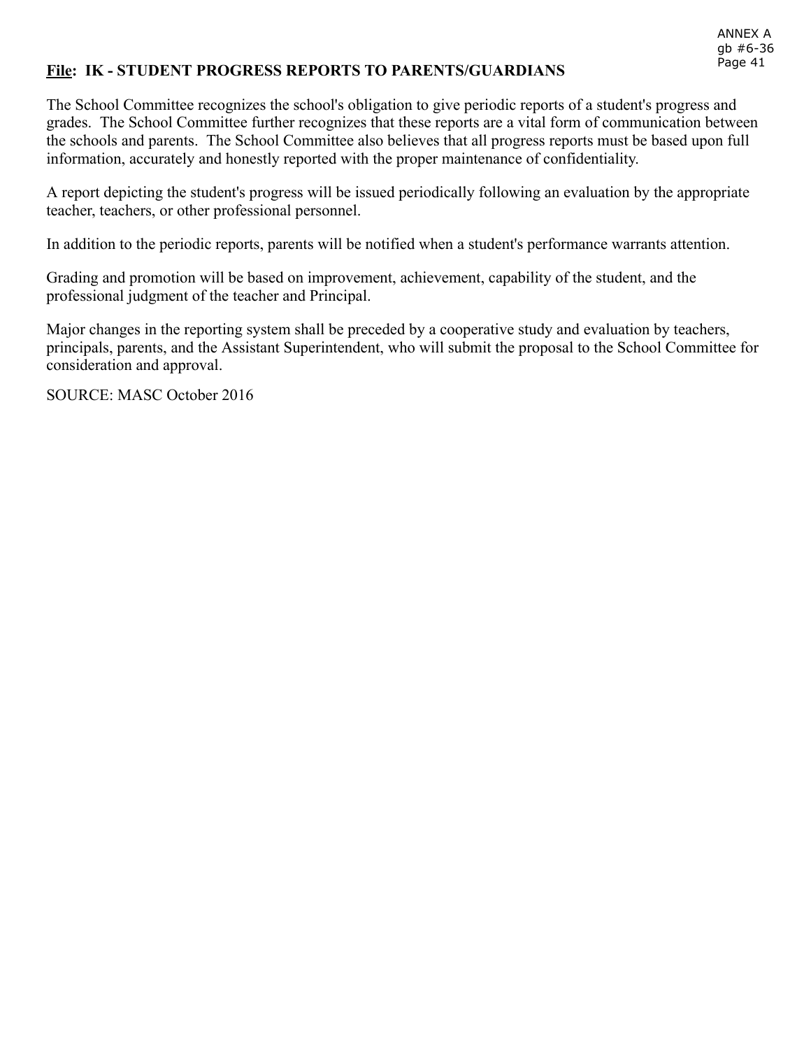**<u>File</u>: IK - STUDENT PROGRESS REPORTS TO PARENTS/GUARDIANS**

The School Committee recognizes the school's obligation to give periodic reports of a student's progress and grades. The School Committee further recognizes that these reports are a vital form of communication between the schools and parents. The School Committee also believes that all progress reports must be based upon full information, accurately and honestly reported with the proper maintenance of confidentiality.

A report depicting the student's progress will be issued periodically following an evaluation by the appropriate teacher, teachers, or other professional personnel.

In addition to the periodic reports, parents will be notified when a student's performance warrants attention.

Grading and promotion will be based on improvement, achievement, capability of the student, and the professional judgment of the teacher and Principal.

Major changes in the reporting system shall be preceded by a cooperative study and evaluation by teachers, principals, parents, and the Assistant Superintendent, who will submit the proposal to the School Committee for consideration and approval.

SOURCE: MASC October 2016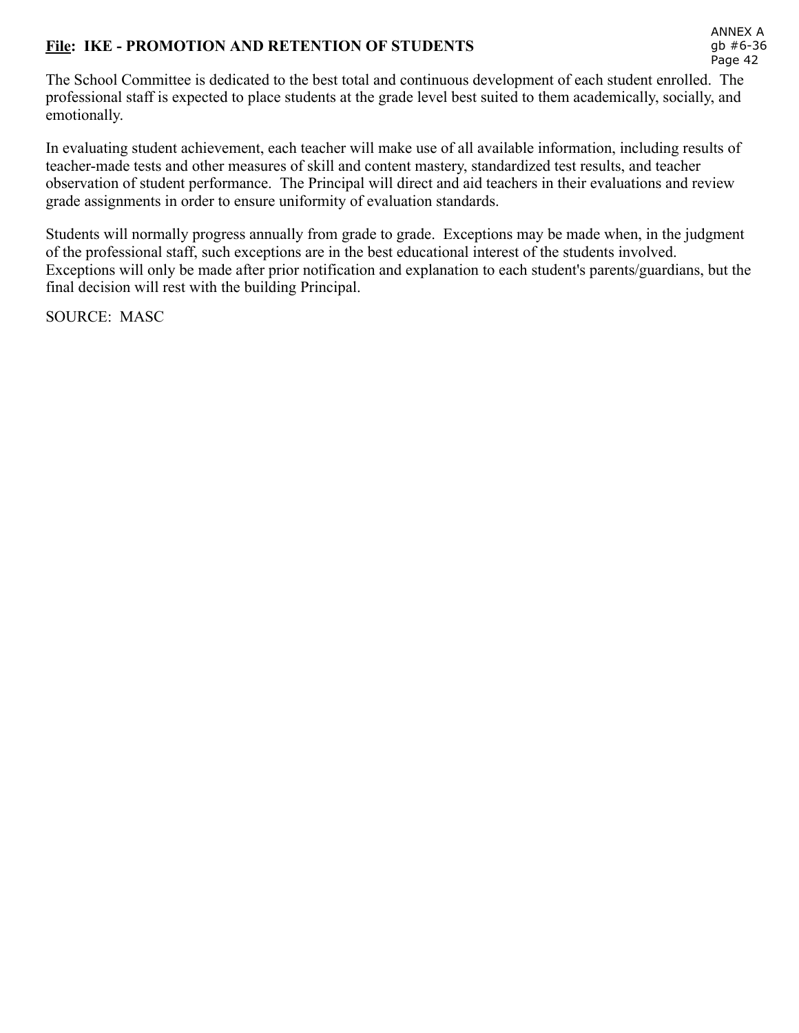**File: IKE - PROMOTION AND RETENTION OF STUDENTS**

The School Committee is dedicated to the best total and continuous development of each student enrolled. The professional staff is expected to place students at the grade level best suited to them academically, socially, and emotionally.

In evaluating student achievement, each teacher will make use of all available information, including results of teacher-made tests and other measures of skill and content mastery, standardized test results, and teacher observation of student performance. The Principal will direct and aid teachers in their evaluations and review grade assignments in order to ensure uniformity of evaluation standards.

Students will normally progress annually from grade to grade. Exceptions may be made when, in the judgment of the professional staff, such exceptions are in the best educational interest of the students involved. Exceptions will only be made after prior notification and explanation to each student's parents/guardians, but the final decision will rest with the building Principal.

SOURCE: MASC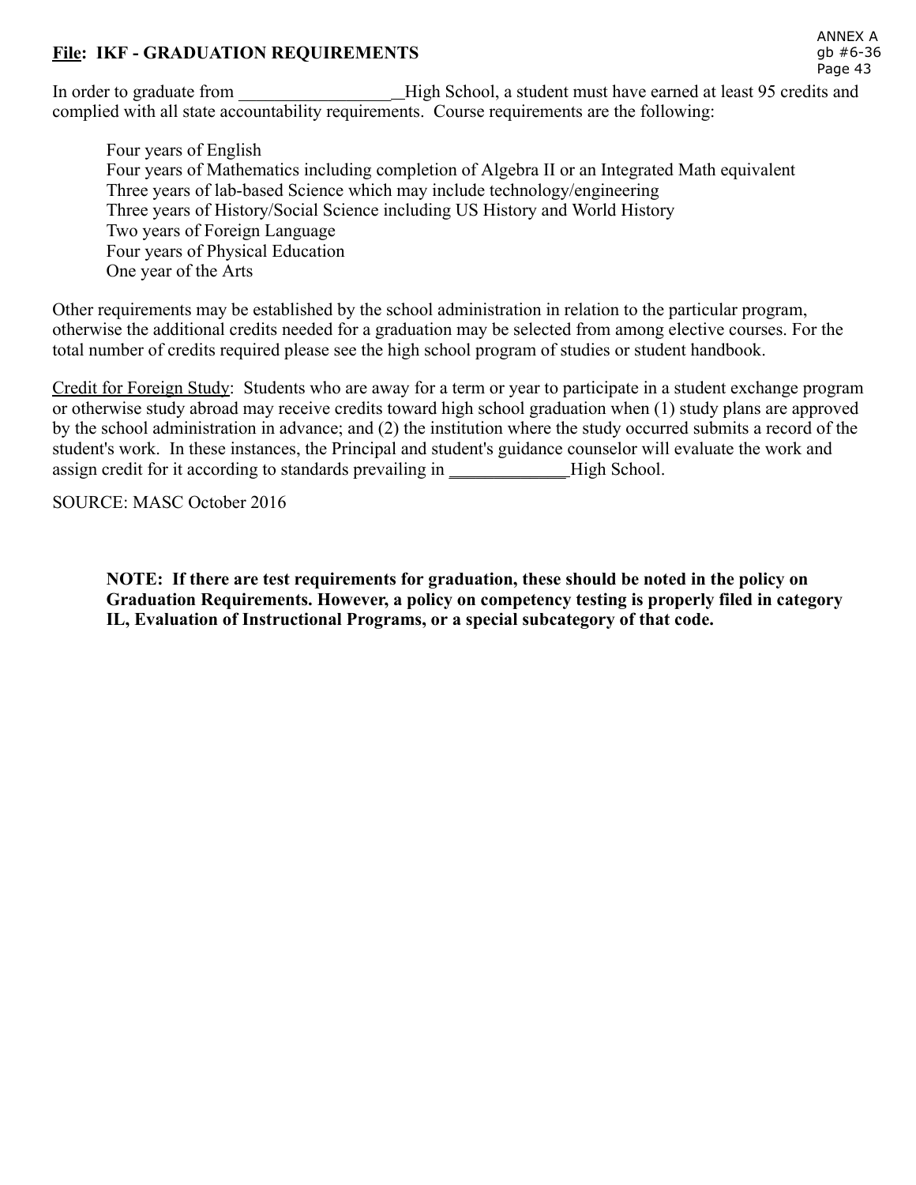**File: IKF - GRADUATION REQUIREMENTS**

In order to graduate from __________________High School, a student must have earned at least 95 credits and complied with all state accountability requirements. Course requirements are the following:

Four years of English
Four years of Mathematics including completion of Algebra II or an Integrated Math equivalent
Three years of lab-based Science which may include technology/engineering
Three years of History/Social Science including US History and World History
Two years of Foreign Language
Four years of Physical Education
One year of the Arts

Other requirements may be established by the school administration in relation to the particular program, otherwise the additional credits needed for a graduation may be selected from among elective courses. For the total number of credits required please see the high school program of studies or student handbook.

Credit for Foreign Study: Students who are away for a term or year to participate in a student exchange program or otherwise study abroad may receive credits toward high school graduation when (1) study plans are approved by the school administration in advance; and (2) the institution where the study occurred submits a record of the student's work. In these instances, the Principal and student's guidance counselor will evaluate the work and assign credit for it according to standards prevailing in ______________High School.

SOURCE: MASC October 2016

**NOTE: If there are test requirements for graduation, these should be noted in the policy on Graduation Requirements. However, a policy on competency testing is properly filed in category IL, Evaluation of Instructional Programs, or a special subcategory of that code.**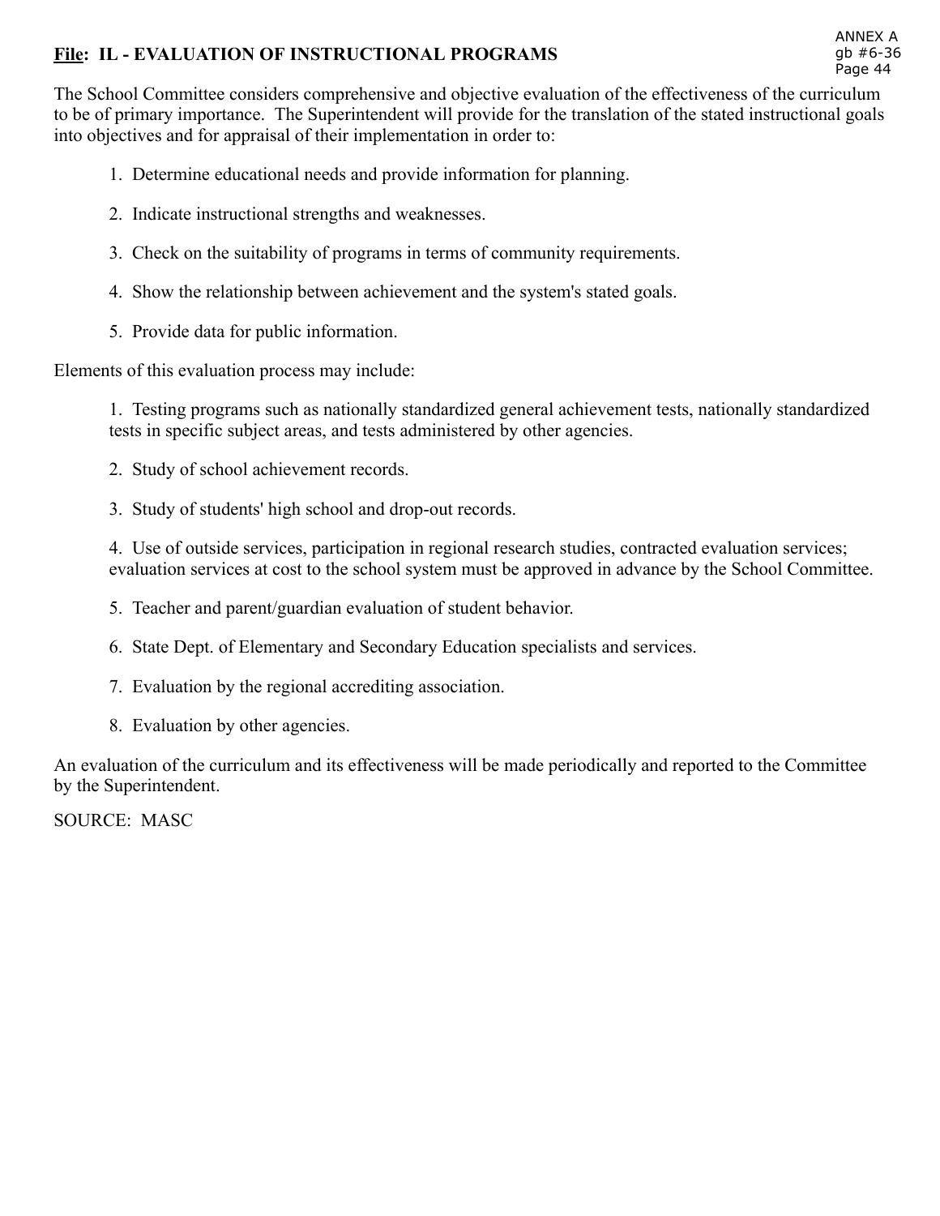**File: IL - EVALUATION OF INSTRUCTIONAL PROGRAMS**

The School Committee considers comprehensive and objective evaluation of the effectiveness of the curriculum to be of primary importance. The Superintendent will provide for the translation of the stated instructional goals into objectives and for appraisal of their implementation in order to:

1. Determine educational needs and provide information for planning.
2. Indicate instructional strengths and weaknesses.
3. Check on the suitability of programs in terms of community requirements.
4. Show the relationship between achievement and the system's stated goals.
5. Provide data for public information.

Elements of this evaluation process may include:

1. Testing programs such as nationally standardized general achievement tests, nationally standardized tests in specific subject areas, and tests administered by other agencies.
2. Study of school achievement records.
3. Study of students' high school and drop-out records.
4. Use of outside services, participation in regional research studies, contracted evaluation services; evaluation services at cost to the school system must be approved in advance by the School Committee.
5. Teacher and parent/guardian evaluation of student behavior.
6. State Dept. of Elementary and Secondary Education specialists and services.
7. Evaluation by the regional accrediting association.
8. Evaluation by other agencies.

An evaluation of the curriculum and its effectiveness will be made periodically and reported to the Committee by the Superintendent.

SOURCE: MASC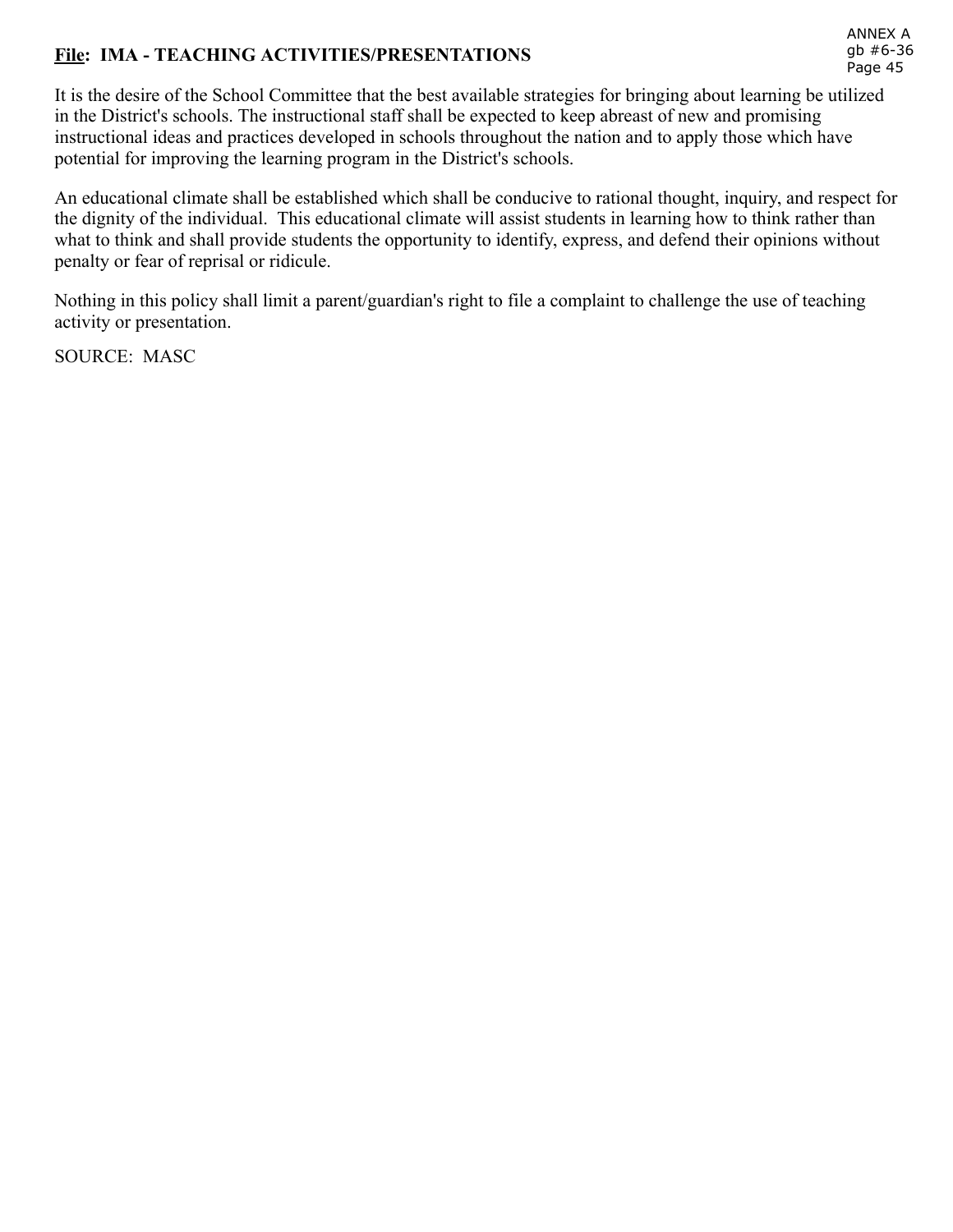**File: IMA - TEACHING ACTIVITIES/PRESENTATIONS**

It is the desire of the School Committee that the best available strategies for bringing about learning be utilized in the District's schools. The instructional staff shall be expected to keep abreast of new and promising instructional ideas and practices developed in schools throughout the nation and to apply those which have potential for improving the learning program in the District's schools.

An educational climate shall be established which shall be conducive to rational thought, inquiry, and respect for the dignity of the individual. This educational climate will assist students in learning how to think rather than what to think and shall provide students the opportunity to identify, express, and defend their opinions without penalty or fear of reprisal or ridicule.

Nothing in this policy shall limit a parent/guardian's right to file a complaint to challenge the use of teaching activity or presentation.

SOURCE: MASC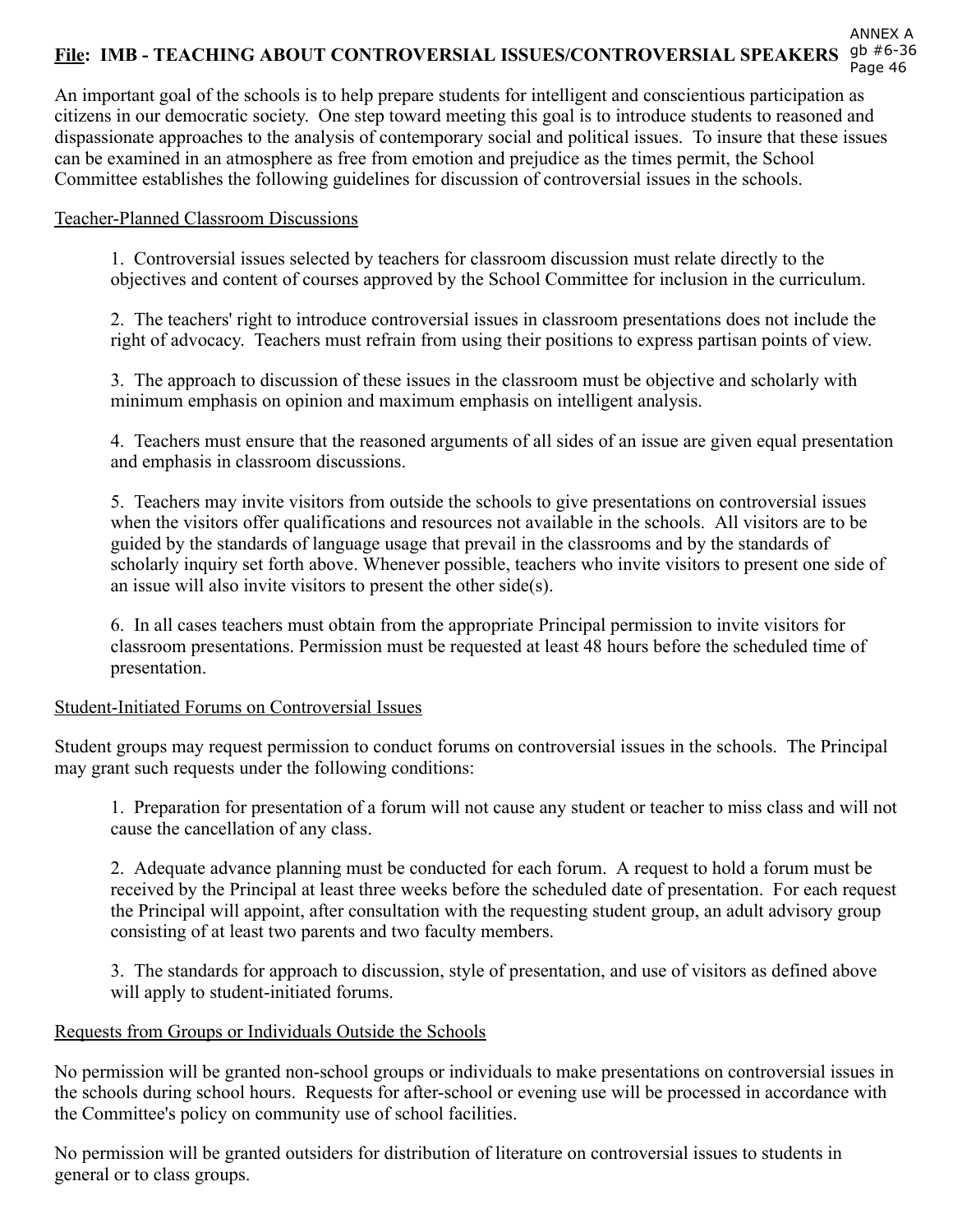**File: IMB - TEACHING ABOUT CONTROVERSIAL ISSUES/CONTROVERSIAL SPEAKERS**

An important goal of the schools is to help prepare students for intelligent and conscientious participation as citizens in our democratic society. One step toward meeting this goal is to introduce students to reasoned and dispassionate approaches to the analysis of contemporary social and political issues. To insure that these issues can be examined in an atmosphere as free from emotion and prejudice as the times permit, the School Committee establishes the following guidelines for discussion of controversial issues in the schools.

Teacher-Planned Classroom Discussions

1. Controversial issues selected by teachers for classroom discussion must relate directly to the objectives and content of courses approved by the School Committee for inclusion in the curriculum.

2. The teachers' right to introduce controversial issues in classroom presentations does not include the right of advocacy. Teachers must refrain from using their positions to express partisan points of view.

3. The approach to discussion of these issues in the classroom must be objective and scholarly with minimum emphasis on opinion and maximum emphasis on intelligent analysis.

4. Teachers must ensure that the reasoned arguments of all sides of an issue are given equal presentation and emphasis in classroom discussions.

5. Teachers may invite visitors from outside the schools to give presentations on controversial issues when the visitors offer qualifications and resources not available in the schools. All visitors are to be guided by the standards of language usage that prevail in the classrooms and by the standards of scholarly inquiry set forth above. Whenever possible, teachers who invite visitors to present one side of an issue will also invite visitors to present the other side(s).

6. In all cases teachers must obtain from the appropriate Principal permission to invite visitors for classroom presentations. Permission must be requested at least 48 hours before the scheduled time of presentation.

Student-Initiated Forums on Controversial Issues

Student groups may request permission to conduct forums on controversial issues in the schools. The Principal may grant such requests under the following conditions:

1. Preparation for presentation of a forum will not cause any student or teacher to miss class and will not cause the cancellation of any class.

2. Adequate advance planning must be conducted for each forum. A request to hold a forum must be received by the Principal at least three weeks before the scheduled date of presentation. For each request the Principal will appoint, after consultation with the requesting student group, an adult advisory group consisting of at least two parents and two faculty members.

3. The standards for approach to discussion, style of presentation, and use of visitors as defined above will apply to student-initiated forums.

Requests from Groups or Individuals Outside the Schools

No permission will be granted non-school groups or individuals to make presentations on controversial issues in the schools during school hours. Requests for after-school or evening use will be processed in accordance with the Committee's policy on community use of school facilities.

No permission will be granted outsiders for distribution of literature on controversial issues to students in general or to class groups.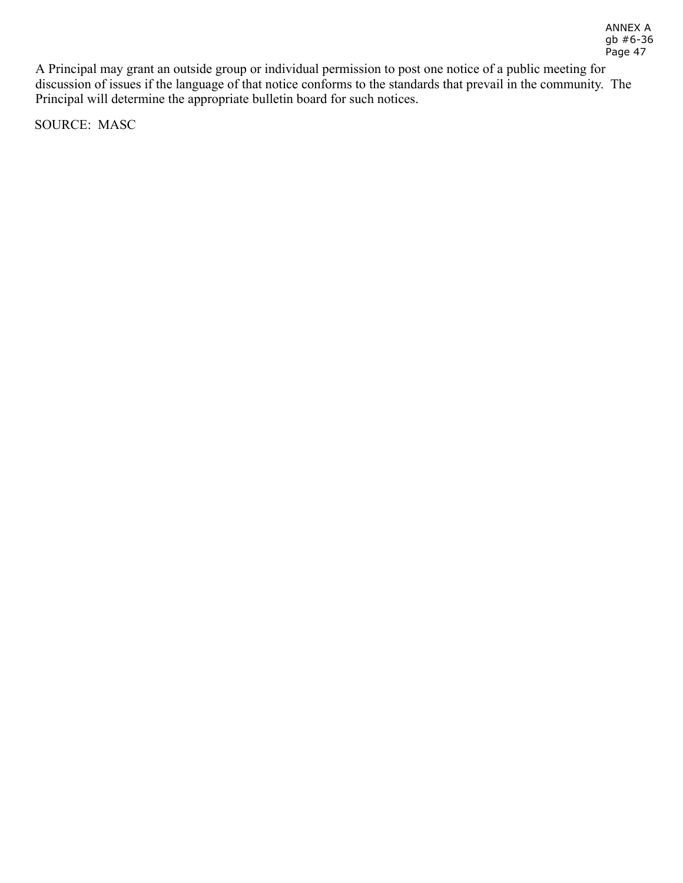A Principal may grant an outside group or individual permission to post one notice of a public meeting for discussion of issues if the language of that notice conforms to the standards that prevail in the community. The Principal will determine the appropriate bulletin board for such notices.

SOURCE: MASC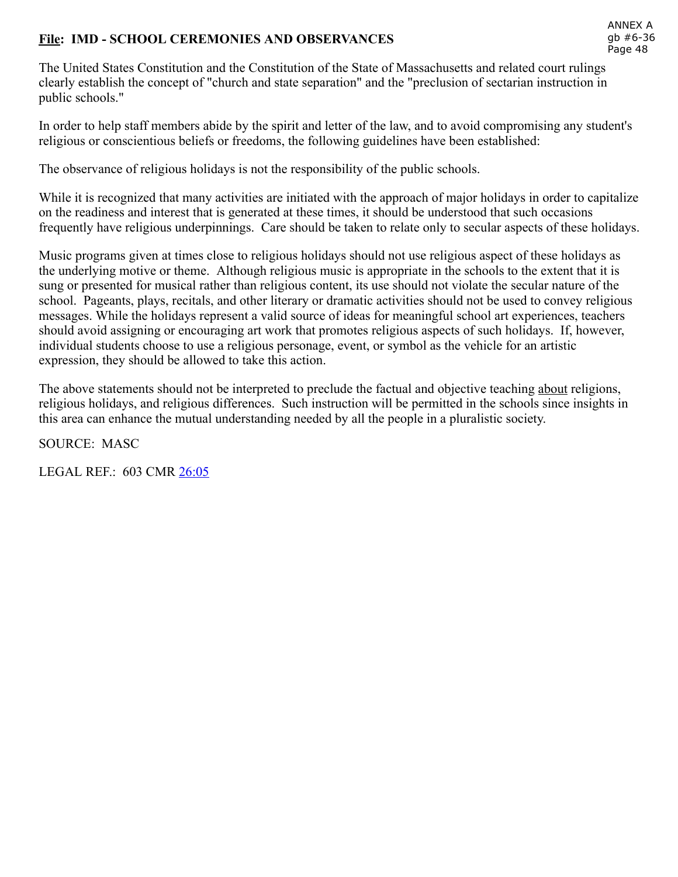**File: IMD - SCHOOL CEREMONIES AND OBSERVANCES**

The United States Constitution and the Constitution of the State of Massachusetts and related court rulings clearly establish the concept of "church and state separation" and the "preclusion of sectarian instruction in public schools."

In order to help staff members abide by the spirit and letter of the law, and to avoid compromising any student's religious or conscientious beliefs or freedoms, the following guidelines have been established:

The observance of religious holidays is not the responsibility of the public schools.

While it is recognized that many activities are initiated with the approach of major holidays in order to capitalize on the readiness and interest that is generated at these times, it should be understood that such occasions frequently have religious underpinnings. Care should be taken to relate only to secular aspects of these holidays.

Music programs given at times close to religious holidays should not use religious aspect of these holidays as the underlying motive or theme. Although religious music is appropriate in the schools to the extent that it is sung or presented for musical rather than religious content, its use should not violate the secular nature of the school. Pageants, plays, recitals, and other literary or dramatic activities should not be used to convey religious messages. While the holidays represent a valid source of ideas for meaningful school art experiences, teachers should avoid assigning or encouraging art work that promotes religious aspects of such holidays. If, however, individual students choose to use a religious personage, event, or symbol as the vehicle for an artistic expression, they should be allowed to take this action.

The above statements should not be interpreted to preclude the factual and objective teaching about religions, religious holidays, and religious differences. Such instruction will be permitted in the schools since insights in this area can enhance the mutual understanding needed by all the people in a pluralistic society.

SOURCE: MASC

LEGAL REF.: 603 CMR 26:05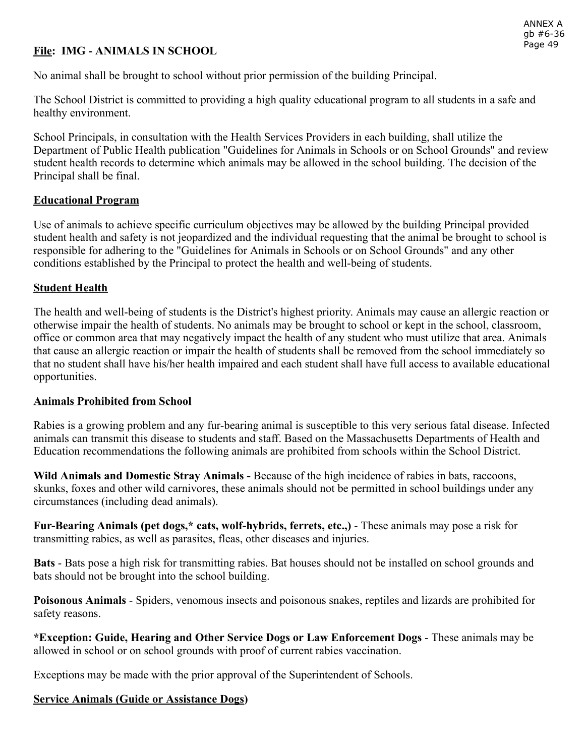## File: IMG - ANIMALS IN SCHOOL

No animal shall be brought to school without prior permission of the building Principal.

The School District is committed to providing a high quality educational program to all students in a safe and healthy environment.

School Principals, in consultation with the Health Services Providers in each building, shall utilize the Department of Public Health publication "Guidelines for Animals in Schools or on School Grounds" and review student health records to determine which animals may be allowed in the school building. The decision of the Principal shall be final.

### Educational Program

Use of animals to achieve specific curriculum objectives may be allowed by the building Principal provided student health and safety is not jeopardized and the individual requesting that the animal be brought to school is responsible for adhering to the "Guidelines for Animals in Schools or on School Grounds" and any other conditions established by the Principal to protect the health and well-being of students.

### Student Health

The health and well-being of students is the District's highest priority. Animals may cause an allergic reaction or otherwise impair the health of students. No animals may be brought to school or kept in the school, classroom, office or common area that may negatively impact the health of any student who must utilize that area. Animals that cause an allergic reaction or impair the health of students shall be removed from the school immediately so that no student shall have his/her health impaired and each student shall have full access to available educational opportunities.

### Animals Prohibited from School

Rabies is a growing problem and any fur-bearing animal is susceptible to this very serious fatal disease. Infected animals can transmit this disease to students and staff. Based on the Massachusetts Departments of Health and Education recommendations the following animals are prohibited from schools within the School District.

**Wild Animals and Domestic Stray Animals -** Because of the high incidence of rabies in bats, raccoons, skunks, foxes and other wild carnivores, these animals should not be permitted in school buildings under any circumstances (including dead animals).

**Fur-Bearing Animals (pet dogs,* cats, wolf-hybrids, ferrets, etc.,)** - These animals may pose a risk for transmitting rabies, as well as parasites, fleas, other diseases and injuries.

**Bats** - Bats pose a high risk for transmitting rabies. Bat houses should not be installed on school grounds and bats should not be brought into the school building.

**Poisonous Animals** - Spiders, venomous insects and poisonous snakes, reptiles and lizards are prohibited for safety reasons.

**\*Exception: Guide, Hearing and Other Service Dogs or Law Enforcement Dogs** - These animals may be allowed in school or on school grounds with proof of current rabies vaccination.

Exceptions may be made with the prior approval of the Superintendent of Schools.

### Service Animals (Guide or Assistance Dogs)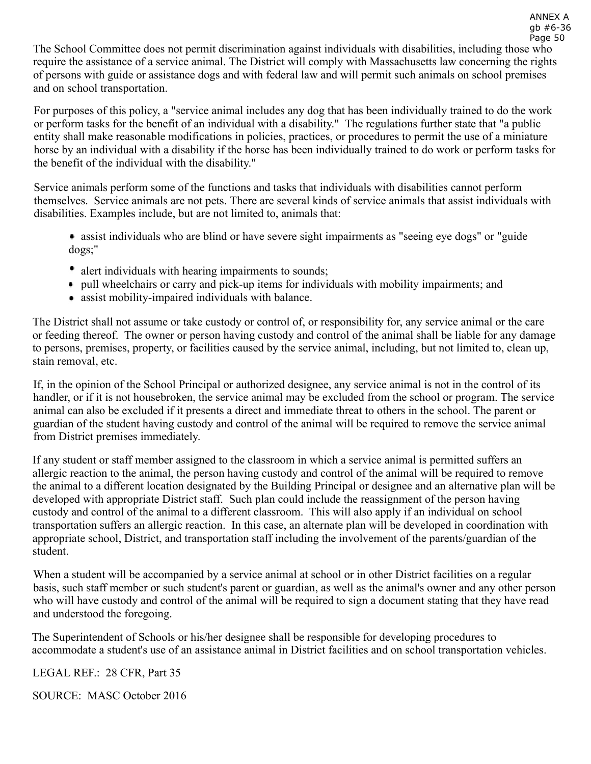The School Committee does not permit discrimination against individuals with disabilities, including those who require the assistance of a service animal. The District will comply with Massachusetts law concerning the rights of persons with guide or assistance dogs and with federal law and will permit such animals on school premises and on school transportation.

For purposes of this policy, a "service animal includes any dog that has been individually trained to do the work or perform tasks for the benefit of an individual with a disability." The regulations further state that "a public entity shall make reasonable modifications in policies, practices, or procedures to permit the use of a miniature horse by an individual with a disability if the horse has been individually trained to do work or perform tasks for the benefit of the individual with the disability."

Service animals perform some of the functions and tasks that individuals with disabilities cannot perform themselves. Service animals are not pets. There are several kinds of service animals that assist individuals with disabilities. Examples include, but are not limited to, animals that:

- assist individuals who are blind or have severe sight impairments as "seeing eye dogs" or "guide dogs;"
- alert individuals with hearing impairments to sounds;
- pull wheelchairs or carry and pick-up items for individuals with mobility impairments; and
- assist mobility-impaired individuals with balance.

The District shall not assume or take custody or control of, or responsibility for, any service animal or the care or feeding thereof. The owner or person having custody and control of the animal shall be liable for any damage to persons, premises, property, or facilities caused by the service animal, including, but not limited to, clean up, stain removal, etc.

If, in the opinion of the School Principal or authorized designee, any service animal is not in the control of its handler, or if it is not housebroken, the service animal may be excluded from the school or program. The service animal can also be excluded if it presents a direct and immediate threat to others in the school. The parent or guardian of the student having custody and control of the animal will be required to remove the service animal from District premises immediately.

If any student or staff member assigned to the classroom in which a service animal is permitted suffers an allergic reaction to the animal, the person having custody and control of the animal will be required to remove the animal to a different location designated by the Building Principal or designee and an alternative plan will be developed with appropriate District staff. Such plan could include the reassignment of the person having custody and control of the animal to a different classroom. This will also apply if an individual on school transportation suffers an allergic reaction. In this case, an alternate plan will be developed in coordination with appropriate school, District, and transportation staff including the involvement of the parents/guardian of the student.

When a student will be accompanied by a service animal at school or in other District facilities on a regular basis, such staff member or such student's parent or guardian, as well as the animal's owner and any other person who will have custody and control of the animal will be required to sign a document stating that they have read and understood the foregoing.

The Superintendent of Schools or his/her designee shall be responsible for developing procedures to accommodate a student's use of an assistance animal in District facilities and on school transportation vehicles.

LEGAL REF.: 28 CFR, Part 35

SOURCE: MASC October 2016